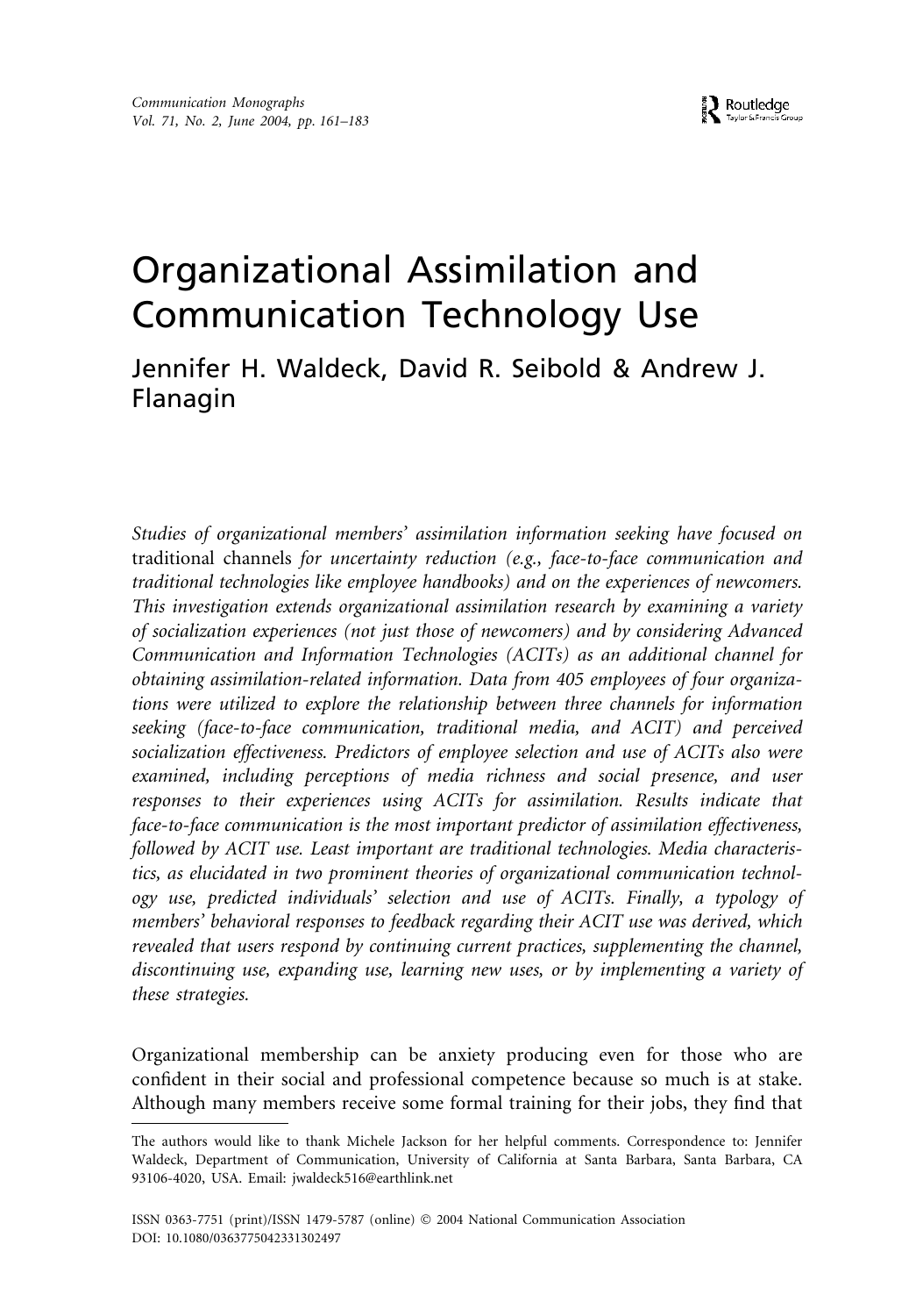# Organizational Assimilation and Communication Technology Use

Jennifer H. Waldeck, David R. Seibold & Andrew J. Flanagin

*Studies of organizational members' assimilation information seeking have focused on* traditional channels *for uncertainty reduction (e.g., face-to-face communication and traditional technologies like employee handbooks) and on the experiences of newcomers. This investigation extends organizational assimilation research by examining a variety of socialization experiences (not just those of newcomers) and by considering Advanced Communication and Information Technologies (ACITs) as an additional channel for obtaining assimilation-related information. Data from 405 employees of four organizations were utilized to explore the relationship between three channels for information seeking (face-to-face communication, traditional media, and ACIT) and perceived socialization effectiveness. Predictors of employee selection and use of ACITs also were examined, including perceptions of media richness and social presence, and user responses to their experiences using ACITs for assimilation. Results indicate that face-to-face communication is the most important predictor of assimilation effectiveness, followed by ACIT use. Least important are traditional technologies. Media characteristics, as elucidated in two prominent theories of organizational communication technology use, predicted individuals' selection and use of ACITs. Finally, a typology of members' behavioral responses to feedback regarding their ACIT use was derived, which revealed that users respond by continuing current practices, supplementing the channel, discontinuing use, expanding use, learning new uses, or by implementing a variety of these strategies.*

Organizational membership can be anxiety producing even for those who are confident in their social and professional competence because so much is at stake. Although many members receive some formal training for their jobs, they find that

---

The authors would like to thank Michele Jackson for her helpful comments. Correspondence to: Jennifer Waldeck, Department of Communication, University of California at Santa Barbara, Santa Barbara, CA 93106-4020, USA. Email: jwaldeck516@earthlink.net

ISSN 0363-7751 (print)/ISSN 1479-5787 (online) © 2004 National Communication Association
DOI: 10.1080/0363775042331302497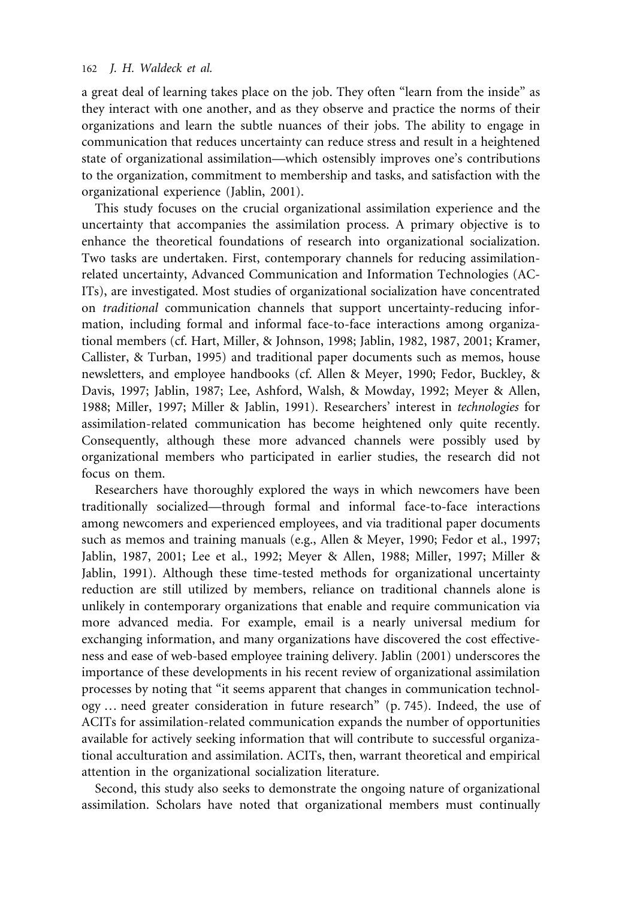a great deal of learning takes place on the job. They often "learn from the inside" as they interact with one another, and as they observe and practice the norms of their organizations and learn the subtle nuances of their jobs. The ability to engage in communication that reduces uncertainty can reduce stress and result in a heightened state of organizational assimilation—which ostensibly improves one's contributions to the organization, commitment to membership and tasks, and satisfaction with the organizational experience (Jablin, 2001).

This study focuses on the crucial organizational assimilation experience and the uncertainty that accompanies the assimilation process. A primary objective is to enhance the theoretical foundations of research into organizational socialization. Two tasks are undertaken. First, contemporary channels for reducing assimilation-related uncertainty, Advanced Communication and Information Technologies (ACITs), are investigated. Most studies of organizational socialization have concentrated on *traditional* communication channels that support uncertainty-reducing information, including formal and informal face-to-face interactions among organizational members (cf. Hart, Miller, & Johnson, 1998; Jablin, 1982, 1987, 2001; Kramer, Callister, & Turban, 1995) and traditional paper documents such as memos, house newsletters, and employee handbooks (cf. Allen & Meyer, 1990; Fedor, Buckley, & Davis, 1997; Jablin, 1987; Lee, Ashford, Walsh, & Mowday, 1992; Meyer & Allen, 1988; Miller, 1997; Miller & Jablin, 1991). Researchers' interest in *technologies* for assimilation-related communication has become heightened only quite recently. Consequently, although these more advanced channels were possibly used by organizational members who participated in earlier studies, the research did not focus on them.

Researchers have thoroughly explored the ways in which newcomers have been traditionally socialized—through formal and informal face-to-face interactions among newcomers and experienced employees, and via traditional paper documents such as memos and training manuals (e.g., Allen & Meyer, 1990; Fedor et al., 1997; Jablin, 1987, 2001; Lee et al., 1992; Meyer & Allen, 1988; Miller, 1997; Miller & Jablin, 1991). Although these time-tested methods for organizational uncertainty reduction are still utilized by members, reliance on traditional channels alone is unlikely in contemporary organizations that enable and require communication via more advanced media. For example, email is a nearly universal medium for exchanging information, and many organizations have discovered the cost effectiveness and ease of web-based employee training delivery. Jablin (2001) underscores the importance of these developments in his recent review of organizational assimilation processes by noting that "it seems apparent that changes in communication technology … need greater consideration in future research" (p. 745). Indeed, the use of ACITs for assimilation-related communication expands the number of opportunities available for actively seeking information that will contribute to successful organizational acculturation and assimilation. ACITs, then, warrant theoretical and empirical attention in the organizational socialization literature.

Second, this study also seeks to demonstrate the ongoing nature of organizational assimilation. Scholars have noted that organizational members must continually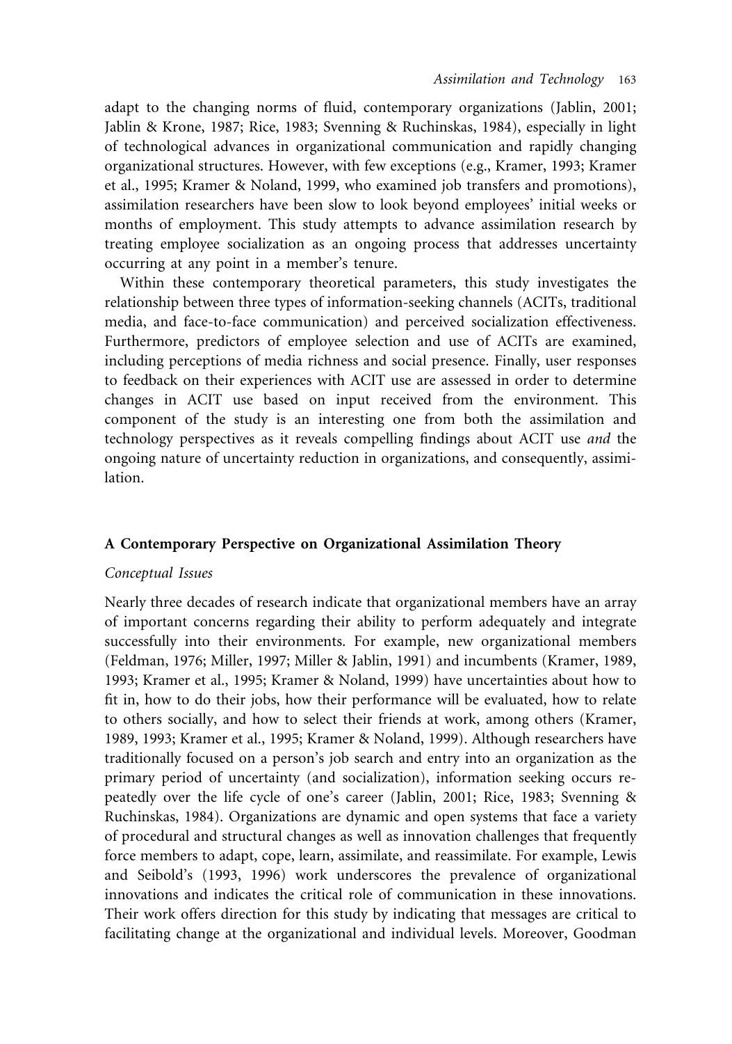adapt to the changing norms of fluid, contemporary organizations (Jablin, 2001; Jablin & Krone, 1987; Rice, 1983; Svenning & Ruchinskas, 1984), especially in light of technological advances in organizational communication and rapidly changing organizational structures. However, with few exceptions (e.g., Kramer, 1993; Kramer et al., 1995; Kramer & Noland, 1999, who examined job transfers and promotions), assimilation researchers have been slow to look beyond employees' initial weeks or months of employment. This study attempts to advance assimilation research by treating employee socialization as an ongoing process that addresses uncertainty occurring at any point in a member's tenure.

Within these contemporary theoretical parameters, this study investigates the relationship between three types of information-seeking channels (ACITs, traditional media, and face-to-face communication) and perceived socialization effectiveness. Furthermore, predictors of employee selection and use of ACITs are examined, including perceptions of media richness and social presence. Finally, user responses to feedback on their experiences with ACIT use are assessed in order to determine changes in ACIT use based on input received from the environment. This component of the study is an interesting one from both the assimilation and technology perspectives as it reveals compelling findings about ACIT use *and* the ongoing nature of uncertainty reduction in organizations, and consequently, assimilation.

## A Contemporary Perspective on Organizational Assimilation Theory

### *Conceptual Issues*

Nearly three decades of research indicate that organizational members have an array of important concerns regarding their ability to perform adequately and integrate successfully into their environments. For example, new organizational members (Feldman, 1976; Miller, 1997; Miller & Jablin, 1991) and incumbents (Kramer, 1989, 1993; Kramer et al., 1995; Kramer & Noland, 1999) have uncertainties about how to fit in, how to do their jobs, how their performance will be evaluated, how to relate to others socially, and how to select their friends at work, among others (Kramer, 1989, 1993; Kramer et al., 1995; Kramer & Noland, 1999). Although researchers have traditionally focused on a person's job search and entry into an organization as the primary period of uncertainty (and socialization), information seeking occurs repeatedly over the life cycle of one's career (Jablin, 2001; Rice, 1983; Svenning & Ruchinskas, 1984). Organizations are dynamic and open systems that face a variety of procedural and structural changes as well as innovation challenges that frequently force members to adapt, cope, learn, assimilate, and reassimilate. For example, Lewis and Seibold's (1993, 1996) work underscores the prevalence of organizational innovations and indicates the critical role of communication in these innovations. Their work offers direction for this study by indicating that messages are critical to facilitating change at the organizational and individual levels. Moreover, Goodman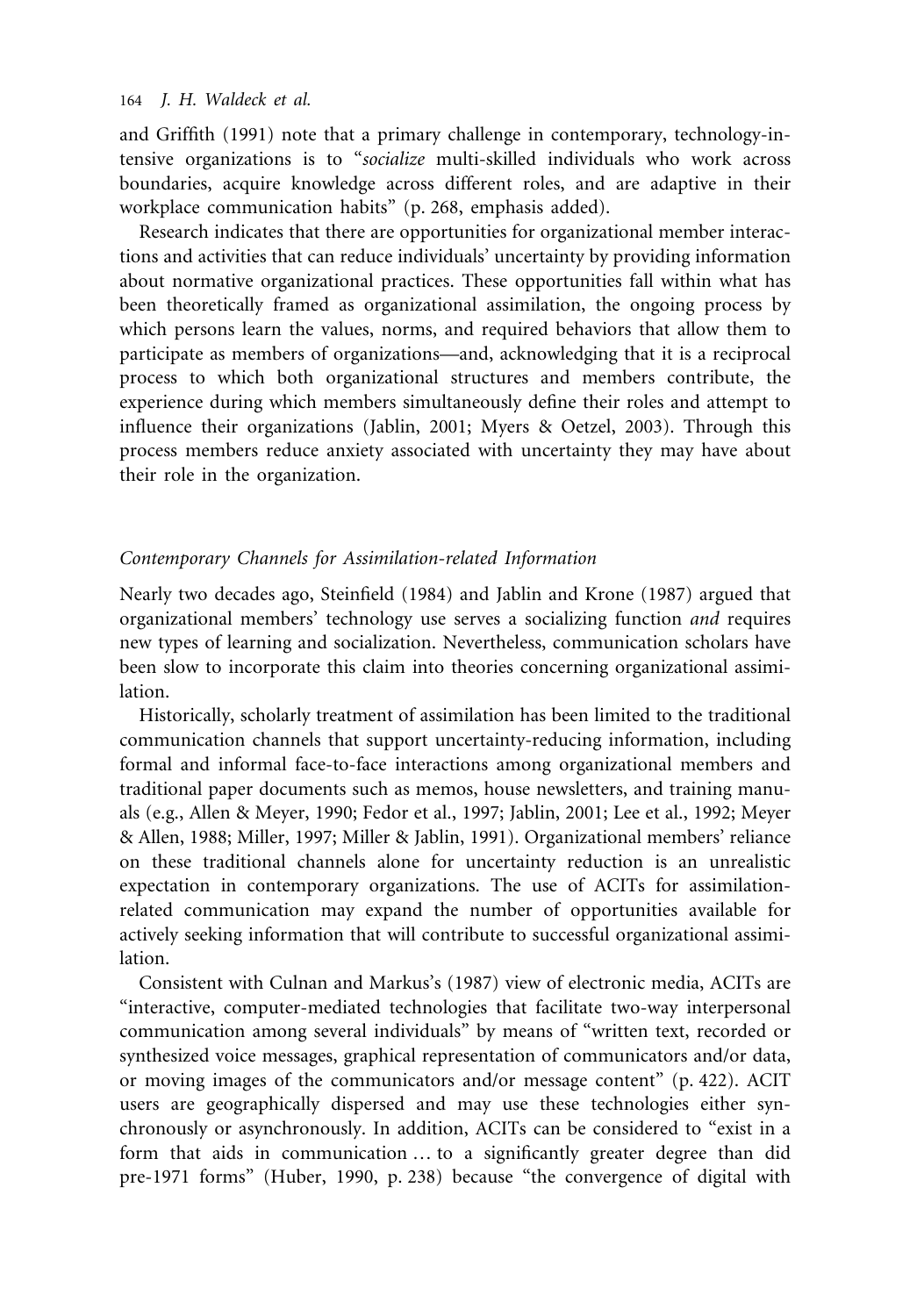and Griffith (1991) note that a primary challenge in contemporary, technology-intensive organizations is to "*socialize* multi-skilled individuals who work across boundaries, acquire knowledge across different roles, and are adaptive in their workplace communication habits" (p. 268, emphasis added).

Research indicates that there are opportunities for organizational member interactions and activities that can reduce individuals' uncertainty by providing information about normative organizational practices. These opportunities fall within what has been theoretically framed as organizational assimilation, the ongoing process by which persons learn the values, norms, and required behaviors that allow them to participate as members of organizations—and, acknowledging that it is a reciprocal process to which both organizational structures and members contribute, the experience during which members simultaneously define their roles and attempt to influence their organizations (Jablin, 2001; Myers & Oetzel, 2003). Through this process members reduce anxiety associated with uncertainty they may have about their role in the organization.

### *Contemporary Channels for Assimilation-related Information*

Nearly two decades ago, Steinfield (1984) and Jablin and Krone (1987) argued that organizational members' technology use serves a socializing function *and* requires new types of learning and socialization. Nevertheless, communication scholars have been slow to incorporate this claim into theories concerning organizational assimilation.

Historically, scholarly treatment of assimilation has been limited to the traditional communication channels that support uncertainty-reducing information, including formal and informal face-to-face interactions among organizational members and traditional paper documents such as memos, house newsletters, and training manuals (e.g., Allen & Meyer, 1990; Fedor et al., 1997; Jablin, 2001; Lee et al., 1992; Meyer & Allen, 1988; Miller, 1997; Miller & Jablin, 1991). Organizational members' reliance on these traditional channels alone for uncertainty reduction is an unrealistic expectation in contemporary organizations. The use of ACITs for assimilation-related communication may expand the number of opportunities available for actively seeking information that will contribute to successful organizational assimilation.

Consistent with Culnan and Markus's (1987) view of electronic media, ACITs are "interactive, computer-mediated technologies that facilitate two-way interpersonal communication among several individuals" by means of "written text, recorded or synthesized voice messages, graphical representation of communicators and/or data, or moving images of the communicators and/or message content" (p. 422). ACIT users are geographically dispersed and may use these technologies either synchronously or asynchronously. In addition, ACITs can be considered to "exist in a form that aids in communication … to a significantly greater degree than did pre-1971 forms" (Huber, 1990, p. 238) because "the convergence of digital with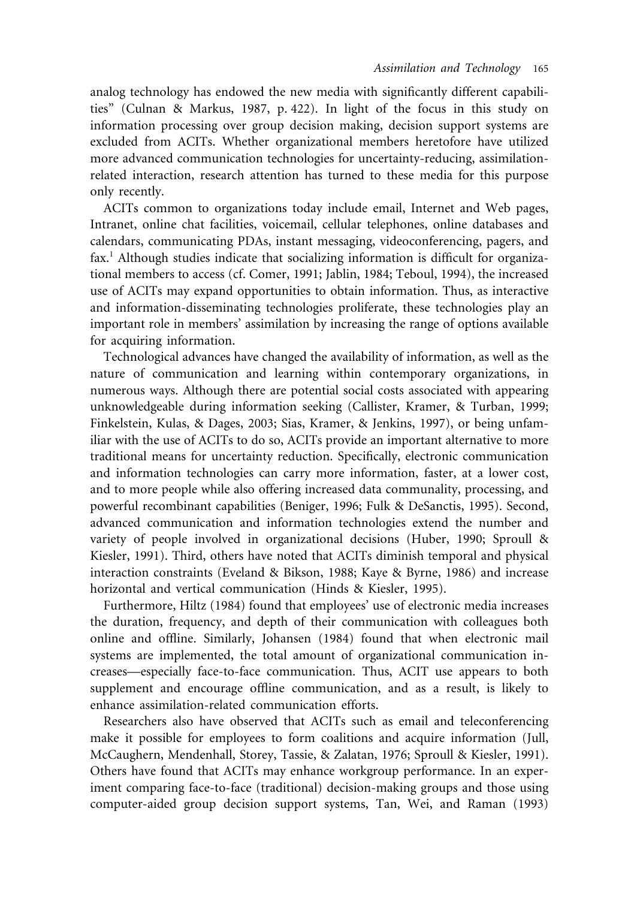analog technology has endowed the new media with significantly different capabilities" (Culnan & Markus, 1987, p. 422). In light of the focus in this study on information processing over group decision making, decision support systems are excluded from ACITs. Whether organizational members heretofore have utilized more advanced communication technologies for uncertainty-reducing, assimilation-related interaction, research attention has turned to these media for this purpose only recently.

ACITs common to organizations today include email, Internet and Web pages, Intranet, online chat facilities, voicemail, cellular telephones, online databases and calendars, communicating PDAs, instant messaging, videoconferencing, pagers, and fax.[1] Although studies indicate that socializing information is difficult for organizational members to access (cf. Comer, 1991; Jablin, 1984; Teboul, 1994), the increased use of ACITs may expand opportunities to obtain information. Thus, as interactive and information-disseminating technologies proliferate, these technologies play an important role in members' assimilation by increasing the range of options available for acquiring information.

Technological advances have changed the availability of information, as well as the nature of communication and learning within contemporary organizations, in numerous ways. Although there are potential social costs associated with appearing unknowledgeable during information seeking (Callister, Kramer, & Turban, 1999; Finkelstein, Kulas, & Dages, 2003; Sias, Kramer, & Jenkins, 1997), or being unfamiliar with the use of ACITs to do so, ACITs provide an important alternative to more traditional means for uncertainty reduction. Specifically, electronic communication and information technologies can carry more information, faster, at a lower cost, and to more people while also offering increased data communality, processing, and powerful recombinant capabilities (Beniger, 1996; Fulk & DeSanctis, 1995). Second, advanced communication and information technologies extend the number and variety of people involved in organizational decisions (Huber, 1990; Sproull & Kiesler, 1991). Third, others have noted that ACITs diminish temporal and physical interaction constraints (Eveland & Bikson, 1988; Kaye & Byrne, 1986) and increase horizontal and vertical communication (Hinds & Kiesler, 1995).

Furthermore, Hiltz (1984) found that employees' use of electronic media increases the duration, frequency, and depth of their communication with colleagues both online and offline. Similarly, Johansen (1984) found that when electronic mail systems are implemented, the total amount of organizational communication increases—especially face-to-face communication. Thus, ACIT use appears to both supplement and encourage offline communication, and as a result, is likely to enhance assimilation-related communication efforts.

Researchers also have observed that ACITs such as email and teleconferencing make it possible for employees to form coalitions and acquire information (Jull, McCaughern, Mendenhall, Storey, Tassie, & Zalatan, 1976; Sproull & Kiesler, 1991). Others have found that ACITs may enhance workgroup performance. In an experiment comparing face-to-face (traditional) decision-making groups and those using computer-aided group decision support systems, Tan, Wei, and Raman (1993)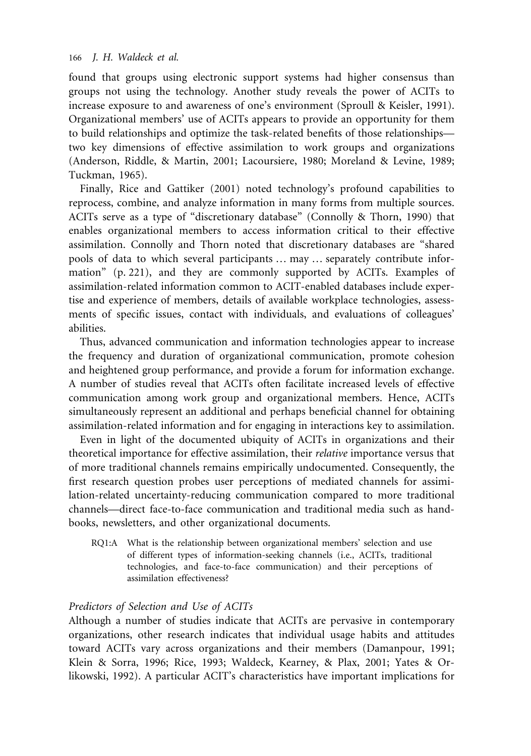found that groups using electronic support systems had higher consensus than groups not using the technology. Another study reveals the power of ACITs to increase exposure to and awareness of one's environment (Sproull & Keisler, 1991). Organizational members' use of ACITs appears to provide an opportunity for them to build relationships and optimize the task-related benefits of those relationships—two key dimensions of effective assimilation to work groups and organizations (Anderson, Riddle, & Martin, 2001; Lacoursiere, 1980; Moreland & Levine, 1989; Tuckman, 1965).

Finally, Rice and Gattiker (2001) noted technology's profound capabilities to reprocess, combine, and analyze information in many forms from multiple sources. ACITs serve as a type of "discretionary database" (Connolly & Thorn, 1990) that enables organizational members to access information critical to their effective assimilation. Connolly and Thorn noted that discretionary databases are "shared pools of data to which several participants … may … separately contribute information" (p. 221), and they are commonly supported by ACITs. Examples of assimilation-related information common to ACIT-enabled databases include expertise and experience of members, details of available workplace technologies, assessments of specific issues, contact with individuals, and evaluations of colleagues' abilities.

Thus, advanced communication and information technologies appear to increase the frequency and duration of organizational communication, promote cohesion and heightened group performance, and provide a forum for information exchange. A number of studies reveal that ACITs often facilitate increased levels of effective communication among work group and organizational members. Hence, ACITs simultaneously represent an additional and perhaps beneficial channel for obtaining assimilation-related information and for engaging in interactions key to assimilation.

Even in light of the documented ubiquity of ACITs in organizations and their theoretical importance for effective assimilation, their *relative* importance versus that of more traditional channels remains empirically undocumented. Consequently, the first research question probes user perceptions of mediated channels for assimilation-related uncertainty-reducing communication compared to more traditional channels—direct face-to-face communication and traditional media such as handbooks, newsletters, and other organizational documents.

> RQ1:A What is the relationship between organizational members' selection and use of different types of information-seeking channels (i.e., ACITs, traditional technologies, and face-to-face communication) and their perceptions of assimilation effectiveness?

### *Predictors of Selection and Use of ACITs*

Although a number of studies indicate that ACITs are pervasive in contemporary organizations, other research indicates that individual usage habits and attitudes toward ACITs vary across organizations and their members (Damanpour, 1991; Klein & Sorra, 1996; Rice, 1993; Waldeck, Kearney, & Plax, 2001; Yates & Orlikowski, 1992). A particular ACIT's characteristics have important implications for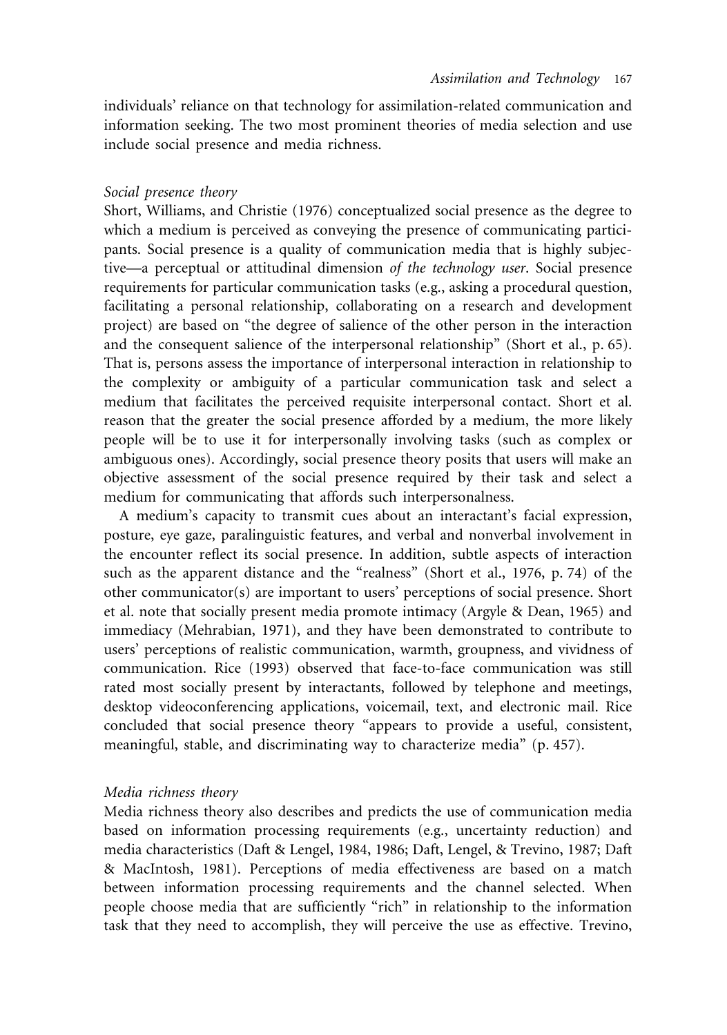individuals' reliance on that technology for assimilation-related communication and information seeking. The two most prominent theories of media selection and use include social presence and media richness.

### *Social presence theory*

Short, Williams, and Christie (1976) conceptualized social presence as the degree to which a medium is perceived as conveying the presence of communicating participants. Social presence is a quality of communication media that is highly subjective—a perceptual or attitudinal dimension *of the technology user*. Social presence requirements for particular communication tasks (e.g., asking a procedural question, facilitating a personal relationship, collaborating on a research and development project) are based on "the degree of salience of the other person in the interaction and the consequent salience of the interpersonal relationship" (Short et al., p. 65). That is, persons assess the importance of interpersonal interaction in relationship to the complexity or ambiguity of a particular communication task and select a medium that facilitates the perceived requisite interpersonal contact. Short et al. reason that the greater the social presence afforded by a medium, the more likely people will be to use it for interpersonally involving tasks (such as complex or ambiguous ones). Accordingly, social presence theory posits that users will make an objective assessment of the social presence required by their task and select a medium for communicating that affords such interpersonalness.

A medium's capacity to transmit cues about an interactant's facial expression, posture, eye gaze, paralinguistic features, and verbal and nonverbal involvement in the encounter reflect its social presence. In addition, subtle aspects of interaction such as the apparent distance and the "realness" (Short et al., 1976, p. 74) of the other communicator(s) are important to users' perceptions of social presence. Short et al. note that socially present media promote intimacy (Argyle & Dean, 1965) and immediacy (Mehrabian, 1971), and they have been demonstrated to contribute to users' perceptions of realistic communication, warmth, groupness, and vividness of communication. Rice (1993) observed that face-to-face communication was still rated most socially present by interactants, followed by telephone and meetings, desktop videoconferencing applications, voicemail, text, and electronic mail. Rice concluded that social presence theory "appears to provide a useful, consistent, meaningful, stable, and discriminating way to characterize media" (p. 457).

### *Media richness theory*

Media richness theory also describes and predicts the use of communication media based on information processing requirements (e.g., uncertainty reduction) and media characteristics (Daft & Lengel, 1984, 1986; Daft, Lengel, & Trevino, 1987; Daft & MacIntosh, 1981). Perceptions of media effectiveness are based on a match between information processing requirements and the channel selected. When people choose media that are sufficiently "rich" in relationship to the information task that they need to accomplish, they will perceive the use as effective. Trevino,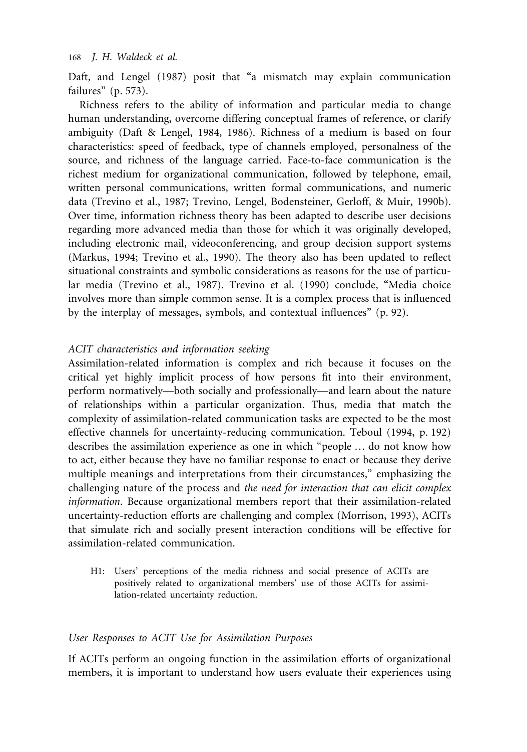Daft, and Lengel (1987) posit that "a mismatch may explain communication failures" (p. 573).

Richness refers to the ability of information and particular media to change human understanding, overcome differing conceptual frames of reference, or clarify ambiguity (Daft & Lengel, 1984, 1986). Richness of a medium is based on four characteristics: speed of feedback, type of channels employed, personalness of the source, and richness of the language carried. Face-to-face communication is the richest medium for organizational communication, followed by telephone, email, written personal communications, written formal communications, and numeric data (Trevino et al., 1987; Trevino, Lengel, Bodensteiner, Gerloff, & Muir, 1990b). Over time, information richness theory has been adapted to describe user decisions regarding more advanced media than those for which it was originally developed, including electronic mail, videoconferencing, and group decision support systems (Markus, 1994; Trevino et al., 1990). The theory also has been updated to reflect situational constraints and symbolic considerations as reasons for the use of particular media (Trevino et al., 1987). Trevino et al. (1990) conclude, "Media choice involves more than simple common sense. It is a complex process that is influenced by the interplay of messages, symbols, and contextual influences" (p. 92).

### *ACIT characteristics and information seeking*

Assimilation-related information is complex and rich because it focuses on the critical yet highly implicit process of how persons fit into their environment, perform normatively—both socially and professionally—and learn about the nature of relationships within a particular organization. Thus, media that match the complexity of assimilation-related communication tasks are expected to be the most effective channels for uncertainty-reducing communication. Teboul (1994, p. 192) describes the assimilation experience as one in which "people … do not know how to act, either because they have no familiar response to enact or because they derive multiple meanings and interpretations from their circumstances," emphasizing the challenging nature of the process and *the need for interaction that can elicit complex information*. Because organizational members report that their assimilation-related uncertainty-reduction efforts are challenging and complex (Morrison, 1993), ACITs that simulate rich and socially present interaction conditions will be effective for assimilation-related communication.

> H1: Users' perceptions of the media richness and social presence of ACITs are positively related to organizational members' use of those ACITs for assimilation-related uncertainty reduction.

## *User Responses to ACIT Use for Assimilation Purposes*

If ACITs perform an ongoing function in the assimilation efforts of organizational members, it is important to understand how users evaluate their experiences using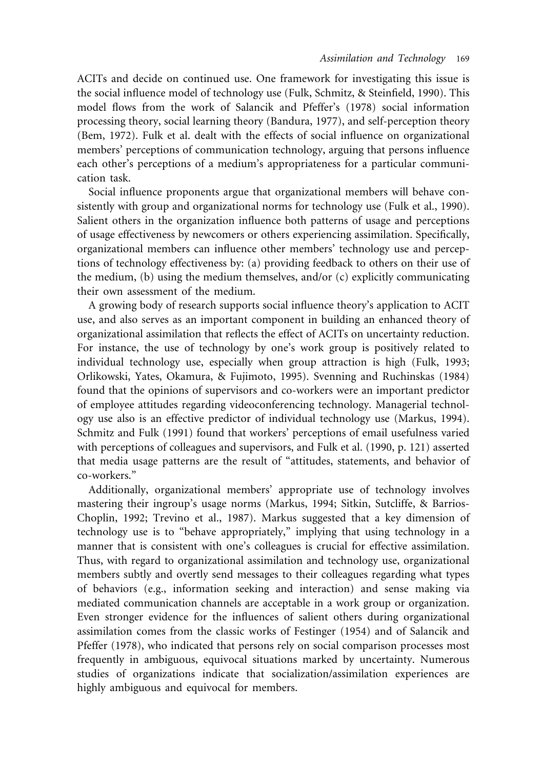ACITs and decide on continued use. One framework for investigating this issue is the social influence model of technology use (Fulk, Schmitz, & Steinfield, 1990). This model flows from the work of Salancik and Pfeffer's (1978) social information processing theory, social learning theory (Bandura, 1977), and self-perception theory (Bem, 1972). Fulk et al. dealt with the effects of social influence on organizational members' perceptions of communication technology, arguing that persons influence each other's perceptions of a medium's appropriateness for a particular communication task.

Social influence proponents argue that organizational members will behave consistently with group and organizational norms for technology use (Fulk et al., 1990). Salient others in the organization influence both patterns of usage and perceptions of usage effectiveness by newcomers or others experiencing assimilation. Specifically, organizational members can influence other members' technology use and perceptions of technology effectiveness by: (a) providing feedback to others on their use of the medium, (b) using the medium themselves, and/or (c) explicitly communicating their own assessment of the medium.

A growing body of research supports social influence theory's application to ACIT use, and also serves as an important component in building an enhanced theory of organizational assimilation that reflects the effect of ACITs on uncertainty reduction. For instance, the use of technology by one's work group is positively related to individual technology use, especially when group attraction is high (Fulk, 1993; Orlikowski, Yates, Okamura, & Fujimoto, 1995). Svenning and Ruchinskas (1984) found that the opinions of supervisors and co-workers were an important predictor of employee attitudes regarding videoconferencing technology. Managerial technology use also is an effective predictor of individual technology use (Markus, 1994). Schmitz and Fulk (1991) found that workers' perceptions of email usefulness varied with perceptions of colleagues and supervisors, and Fulk et al. (1990, p. 121) asserted that media usage patterns are the result of "attitudes, statements, and behavior of co-workers."

Additionally, organizational members' appropriate use of technology involves mastering their ingroup's usage norms (Markus, 1994; Sitkin, Sutcliffe, & Barrios-Choplin, 1992; Trevino et al., 1987). Markus suggested that a key dimension of technology use is to "behave appropriately," implying that using technology in a manner that is consistent with one's colleagues is crucial for effective assimilation. Thus, with regard to organizational assimilation and technology use, organizational members subtly and overtly send messages to their colleagues regarding what types of behaviors (e.g., information seeking and interaction) and sense making via mediated communication channels are acceptable in a work group or organization. Even stronger evidence for the influences of salient others during organizational assimilation comes from the classic works of Festinger (1954) and of Salancik and Pfeffer (1978), who indicated that persons rely on social comparison processes most frequently in ambiguous, equivocal situations marked by uncertainty. Numerous studies of organizations indicate that socialization/assimilation experiences are highly ambiguous and equivocal for members.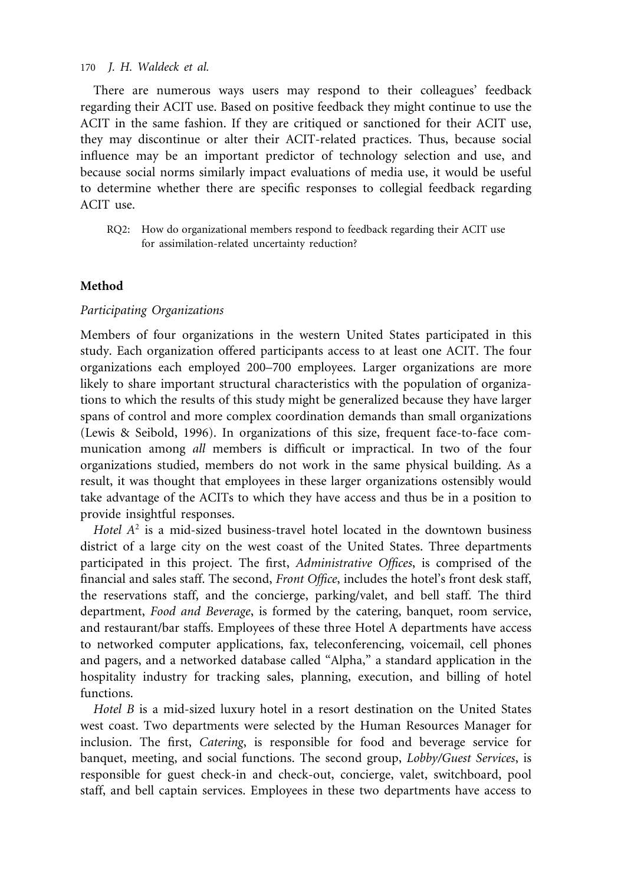There are numerous ways users may respond to their colleagues' feedback regarding their ACIT use. Based on positive feedback they might continue to use the ACIT in the same fashion. If they are critiqued or sanctioned for their ACIT use, they may discontinue or alter their ACIT-related practices. Thus, because social influence may be an important predictor of technology selection and use, and because social norms similarly impact evaluations of media use, it would be useful to determine whether there are specific responses to collegial feedback regarding ACIT use.

> RQ2: How do organizational members respond to feedback regarding their ACIT use for assimilation-related uncertainty reduction?

## Method

### *Participating Organizations*

Members of four organizations in the western United States participated in this study. Each organization offered participants access to at least one ACIT. The four organizations each employed 200–700 employees. Larger organizations are more likely to share important structural characteristics with the population of organizations to which the results of this study might be generalized because they have larger spans of control and more complex coordination demands than small organizations (Lewis & Seibold, 1996). In organizations of this size, frequent face-to-face communication among *all* members is difficult or impractical. In two of the four organizations studied, members do not work in the same physical building. As a result, it was thought that employees in these larger organizations ostensibly would take advantage of the ACITs to which they have access and thus be in a position to provide insightful responses.

*Hotel A*[2] is a mid-sized business-travel hotel located in the downtown business district of a large city on the west coast of the United States. Three departments participated in this project. The first, *Administrative Offices*, is comprised of the financial and sales staff. The second, *Front Office*, includes the hotel's front desk staff, the reservations staff, and the concierge, parking/valet, and bell staff. The third department, *Food and Beverage*, is formed by the catering, banquet, room service, and restaurant/bar staffs. Employees of these three Hotel A departments have access to networked computer applications, fax, teleconferencing, voicemail, cell phones and pagers, and a networked database called "Alpha," a standard application in the hospitality industry for tracking sales, planning, execution, and billing of hotel functions.

*Hotel B* is a mid-sized luxury hotel in a resort destination on the United States west coast. Two departments were selected by the Human Resources Manager for inclusion. The first, *Catering*, is responsible for food and beverage service for banquet, meeting, and social functions. The second group, *Lobby/Guest Services*, is responsible for guest check-in and check-out, concierge, valet, switchboard, pool staff, and bell captain services. Employees in these two departments have access to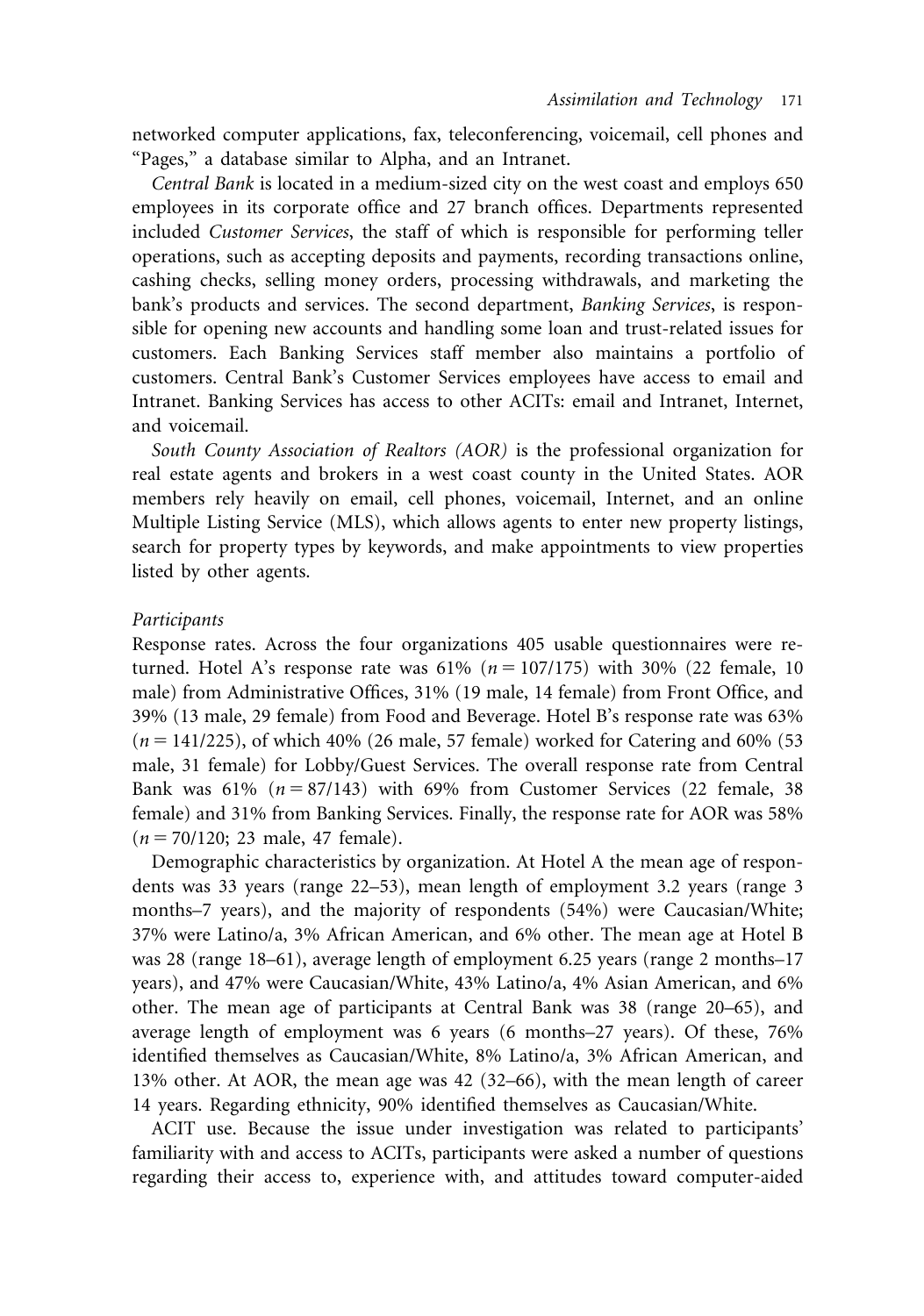networked computer applications, fax, teleconferencing, voicemail, cell phones and "Pages," a database similar to Alpha, and an Intranet.

*Central Bank* is located in a medium-sized city on the west coast and employs 650 employees in its corporate office and 27 branch offices. Departments represented included *Customer Services*, the staff of which is responsible for performing teller operations, such as accepting deposits and payments, recording transactions online, cashing checks, selling money orders, processing withdrawals, and marketing the bank's products and services. The second department, *Banking Services*, is responsible for opening new accounts and handling some loan and trust-related issues for customers. Each Banking Services staff member also maintains a portfolio of customers. Central Bank's Customer Services employees have access to email and Intranet. Banking Services has access to other ACITs: email and Intranet, Internet, and voicemail.

*South County Association of Realtors (AOR)* is the professional organization for real estate agents and brokers in a west coast county in the United States. AOR members rely heavily on email, cell phones, voicemail, Internet, and an online Multiple Listing Service (MLS), which allows agents to enter new property listings, search for property types by keywords, and make appointments to view properties listed by other agents.

### *Participants*

Response rates. Across the four organizations 405 usable questionnaires were returned. Hotel A's response rate was 61% ($n = 107/175$) with 30% (22 female, 10 male) from Administrative Offices, 31% (19 male, 14 female) from Front Office, and 39% (13 male, 29 female) from Food and Beverage. Hotel B's response rate was 63% ($n = 141/225$), of which 40% (26 male, 57 female) worked for Catering and 60% (53 male, 31 female) for Lobby/Guest Services. The overall response rate from Central Bank was 61% ($n = 87/143$) with 69% from Customer Services (22 female, 38 female) and 31% from Banking Services. Finally, the response rate for AOR was 58% ($n = 70/120$; 23 male, 47 female).

Demographic characteristics by organization. At Hotel A the mean age of respondents was 33 years (range 22–53), mean length of employment 3.2 years (range 3 months–7 years), and the majority of respondents (54%) were Caucasian/White; 37% were Latino/a, 3% African American, and 6% other. The mean age at Hotel B was 28 (range 18–61), average length of employment 6.25 years (range 2 months–17 years), and 47% were Caucasian/White, 43% Latino/a, 4% Asian American, and 6% other. The mean age of participants at Central Bank was 38 (range 20–65), and average length of employment was 6 years (6 months–27 years). Of these, 76% identified themselves as Caucasian/White, 8% Latino/a, 3% African American, and 13% other. At AOR, the mean age was 42 (32–66), with the mean length of career 14 years. Regarding ethnicity, 90% identified themselves as Caucasian/White.

ACIT use. Because the issue under investigation was related to participants' familiarity with and access to ACITs, participants were asked a number of questions regarding their access to, experience with, and attitudes toward computer-aided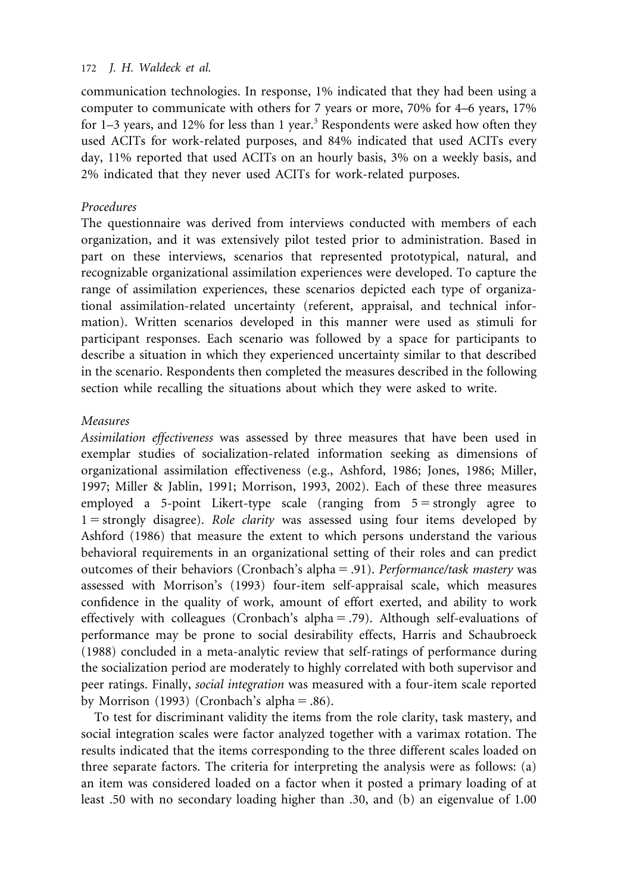communication technologies. In response, 1% indicated that they had been using a computer to communicate with others for 7 years or more, 70% for 4–6 years, 17% for 1–3 years, and 12% for less than 1 year.[3] Respondents were asked how often they used ACITs for work-related purposes, and 84% indicated that used ACITs every day, 11% reported that used ACITs on an hourly basis, 3% on a weekly basis, and 2% indicated that they never used ACITs for work-related purposes.

### *Procedures*

The questionnaire was derived from interviews conducted with members of each organization, and it was extensively pilot tested prior to administration. Based in part on these interviews, scenarios that represented prototypical, natural, and recognizable organizational assimilation experiences were developed. To capture the range of assimilation experiences, these scenarios depicted each type of organizational assimilation-related uncertainty (referent, appraisal, and technical information). Written scenarios developed in this manner were used as stimuli for participant responses. Each scenario was followed by a space for participants to describe a situation in which they experienced uncertainty similar to that described in the scenario. Respondents then completed the measures described in the following section while recalling the situations about which they were asked to write.

### *Measures*

*Assimilation effectiveness* was assessed by three measures that have been used in exemplar studies of socialization-related information seeking as dimensions of organizational assimilation effectiveness (e.g., Ashford, 1986; Jones, 1986; Miller, 1997; Miller & Jablin, 1991; Morrison, 1993, 2002). Each of these three measures employed a 5-point Likert-type scale (ranging from 5 = strongly agree to 1 = strongly disagree). *Role clarity* was assessed using four items developed by Ashford (1986) that measure the extent to which persons understand the various behavioral requirements in an organizational setting of their roles and can predict outcomes of their behaviors (Cronbach's alpha = .91). *Performance/task mastery* was assessed with Morrison's (1993) four-item self-appraisal scale, which measures confidence in the quality of work, amount of effort exerted, and ability to work effectively with colleagues (Cronbach's alpha = .79). Although self-evaluations of performance may be prone to social desirability effects, Harris and Schaubroeck (1988) concluded in a meta-analytic review that self-ratings of performance during the socialization period are moderately to highly correlated with both supervisor and peer ratings. Finally, *social integration* was measured with a four-item scale reported by Morrison (1993) (Cronbach's alpha = .86).

To test for discriminant validity the items from the role clarity, task mastery, and social integration scales were factor analyzed together with a varimax rotation. The results indicated that the items corresponding to the three different scales loaded on three separate factors. The criteria for interpreting the analysis were as follows: (a) an item was considered loaded on a factor when it posted a primary loading of at least .50 with no secondary loading higher than .30, and (b) an eigenvalue of 1.00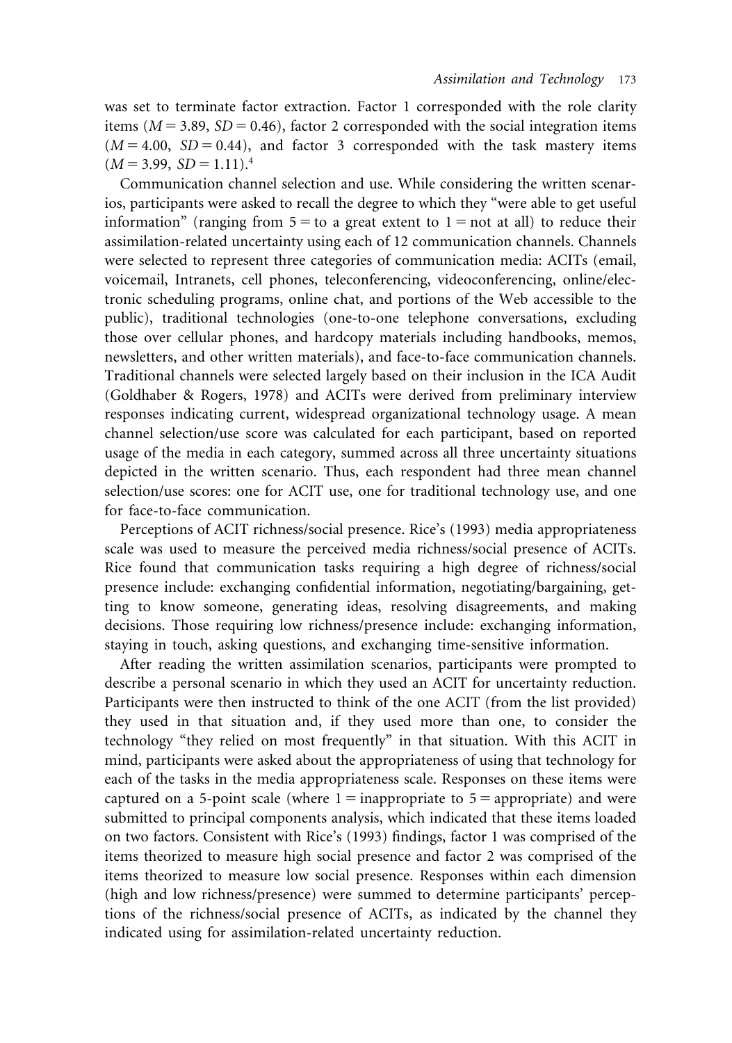was set to terminate factor extraction. Factor 1 corresponded with the role clarity items ($M = 3.89$, $SD = 0.46$), factor 2 corresponded with the social integration items ($M = 4.00$, $SD = 0.44$), and factor 3 corresponded with the task mastery items ($M = 3.99$, $SD = 1.11$).[4]

Communication channel selection and use. While considering the written scenarios, participants were asked to recall the degree to which they "were able to get useful information" (ranging from 5 = to a great extent to 1 = not at all) to reduce their assimilation-related uncertainty using each of 12 communication channels. Channels were selected to represent three categories of communication media: ACITs (email, voicemail, Intranets, cell phones, teleconferencing, videoconferencing, online/electronic scheduling programs, online chat, and portions of the Web accessible to the public), traditional technologies (one-to-one telephone conversations, excluding those over cellular phones, and hardcopy materials including handbooks, memos, newsletters, and other written materials), and face-to-face communication channels. Traditional channels were selected largely based on their inclusion in the ICA Audit (Goldhaber & Rogers, 1978) and ACITs were derived from preliminary interview responses indicating current, widespread organizational technology usage. A mean channel selection/use score was calculated for each participant, based on reported usage of the media in each category, summed across all three uncertainty situations depicted in the written scenario. Thus, each respondent had three mean channel selection/use scores: one for ACIT use, one for traditional technology use, and one for face-to-face communication.

Perceptions of ACIT richness/social presence. Rice's (1993) media appropriateness scale was used to measure the perceived media richness/social presence of ACITs. Rice found that communication tasks requiring a high degree of richness/social presence include: exchanging confidential information, negotiating/bargaining, getting to know someone, generating ideas, resolving disagreements, and making decisions. Those requiring low richness/presence include: exchanging information, staying in touch, asking questions, and exchanging time-sensitive information.

After reading the written assimilation scenarios, participants were prompted to describe a personal scenario in which they used an ACIT for uncertainty reduction. Participants were then instructed to think of the one ACIT (from the list provided) they used in that situation and, if they used more than one, to consider the technology "they relied on most frequently" in that situation. With this ACIT in mind, participants were asked about the appropriateness of using that technology for each of the tasks in the media appropriateness scale. Responses on these items were captured on a 5-point scale (where 1 = inappropriate to 5 = appropriate) and were submitted to principal components analysis, which indicated that these items loaded on two factors. Consistent with Rice's (1993) findings, factor 1 was comprised of the items theorized to measure high social presence and factor 2 was comprised of the items theorized to measure low social presence. Responses within each dimension (high and low richness/presence) were summed to determine participants' perceptions of the richness/social presence of ACITs, as indicated by the channel they indicated using for assimilation-related uncertainty reduction.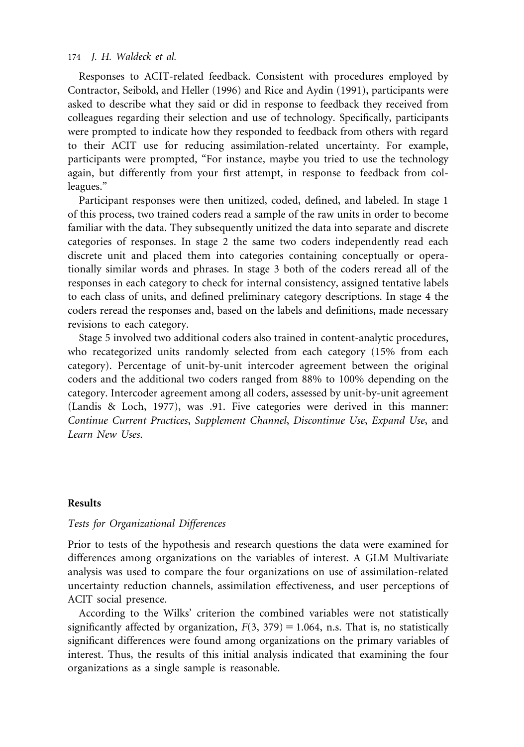Responses to ACIT-related feedback. Consistent with procedures employed by Contractor, Seibold, and Heller (1996) and Rice and Aydin (1991), participants were asked to describe what they said or did in response to feedback they received from colleagues regarding their selection and use of technology. Specifically, participants were prompted to indicate how they responded to feedback from others with regard to their ACIT use for reducing assimilation-related uncertainty. For example, participants were prompted, "For instance, maybe you tried to use the technology again, but differently from your first attempt, in response to feedback from colleagues."

Participant responses were then unitized, coded, defined, and labeled. In stage 1 of this process, two trained coders read a sample of the raw units in order to become familiar with the data. They subsequently unitized the data into separate and discrete categories of responses. In stage 2 the same two coders independently read each discrete unit and placed them into categories containing conceptually or operationally similar words and phrases. In stage 3 both of the coders reread all of the responses in each category to check for internal consistency, assigned tentative labels to each class of units, and defined preliminary category descriptions. In stage 4 the coders reread the responses and, based on the labels and definitions, made necessary revisions to each category.

Stage 5 involved two additional coders also trained in content-analytic procedures, who recategorized units randomly selected from each category (15% from each category). Percentage of unit-by-unit intercoder agreement between the original coders and the additional two coders ranged from 88% to 100% depending on the category. Intercoder agreement among all coders, assessed by unit-by-unit agreement (Landis & Loch, 1977), was .91. Five categories were derived in this manner: *Continue Current Practices*, *Supplement Channel*, *Discontinue Use*, *Expand Use*, and *Learn New Uses*.

## Results

### Tests for Organizational Differences

Prior to tests of the hypothesis and research questions the data were examined for differences among organizations on the variables of interest. A GLM Multivariate analysis was used to compare the four organizations on use of assimilation-related uncertainty reduction channels, assimilation effectiveness, and user perceptions of ACIT social presence.

According to the Wilks' criterion the combined variables were not statistically significantly affected by organization, $F(3, 379) = 1.064$, n.s. That is, no statistically significant differences were found among organizations on the primary variables of interest. Thus, the results of this initial analysis indicated that examining the four organizations as a single sample is reasonable.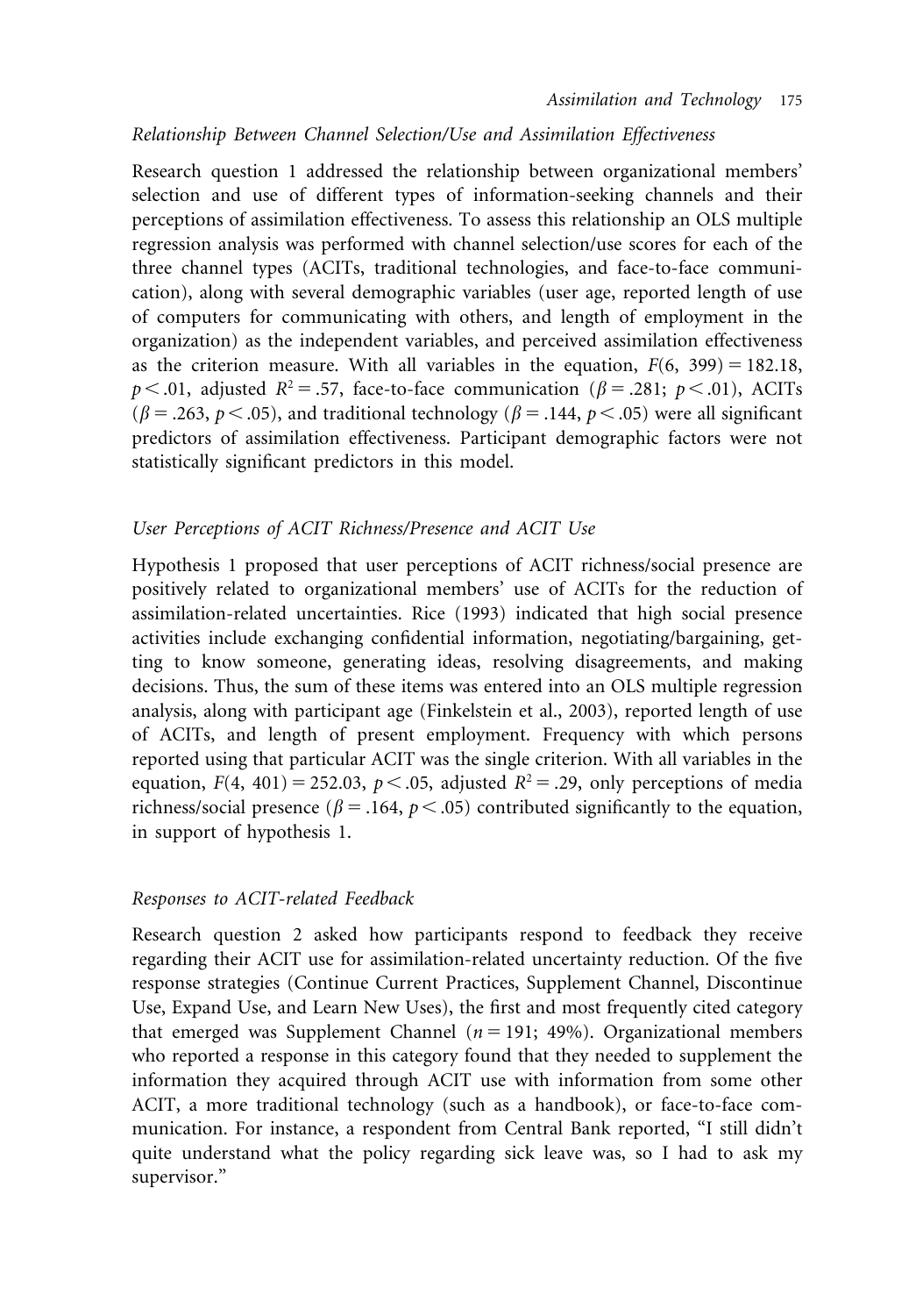### *Relationship Between Channel Selection/Use and Assimilation Effectiveness*

Research question 1 addressed the relationship between organizational members' selection and use of different types of information-seeking channels and their perceptions of assimilation effectiveness. To assess this relationship an OLS multiple regression analysis was performed with channel selection/use scores for each of the three channel types (ACITs, traditional technologies, and face-to-face communication), along with several demographic variables (user age, reported length of use of computers for communicating with others, and length of employment in the organization) as the independent variables, and perceived assimilation effectiveness as the criterion measure. With all variables in the equation, $F(6, 399) = 182.18$, $p < .01$, adjusted $R^2 = .57$, face-to-face communication ($\beta = .281$; $p < .01$), ACITs ($\beta = .263$, $p < .05$), and traditional technology ($\beta = .144$, $p < .05$) were all significant predictors of assimilation effectiveness. Participant demographic factors were not statistically significant predictors in this model.

### *User Perceptions of ACIT Richness/Presence and ACIT Use*

Hypothesis 1 proposed that user perceptions of ACIT richness/social presence are positively related to organizational members' use of ACITs for the reduction of assimilation-related uncertainties. Rice (1993) indicated that high social presence activities include exchanging confidential information, negotiating/bargaining, getting to know someone, generating ideas, resolving disagreements, and making decisions. Thus, the sum of these items was entered into an OLS multiple regression analysis, along with participant age (Finkelstein et al., 2003), reported length of use of ACITs, and length of present employment. Frequency with which persons reported using that particular ACIT was the single criterion. With all variables in the equation, $F(4, 401) = 252.03$, $p < .05$, adjusted $R^2 = .29$, only perceptions of media richness/social presence ($\beta = .164$, $p < .05$) contributed significantly to the equation, in support of hypothesis 1.

### *Responses to ACIT-related Feedback*

Research question 2 asked how participants respond to feedback they receive regarding their ACIT use for assimilation-related uncertainty reduction. Of the five response strategies (Continue Current Practices, Supplement Channel, Discontinue Use, Expand Use, and Learn New Uses), the first and most frequently cited category that emerged was Supplement Channel ($n = 191$; 49%). Organizational members who reported a response in this category found that they needed to supplement the information they acquired through ACIT use with information from some other ACIT, a more traditional technology (such as a handbook), or face-to-face communication. For instance, a respondent from Central Bank reported, "I still didn't quite understand what the policy regarding sick leave was, so I had to ask my supervisor."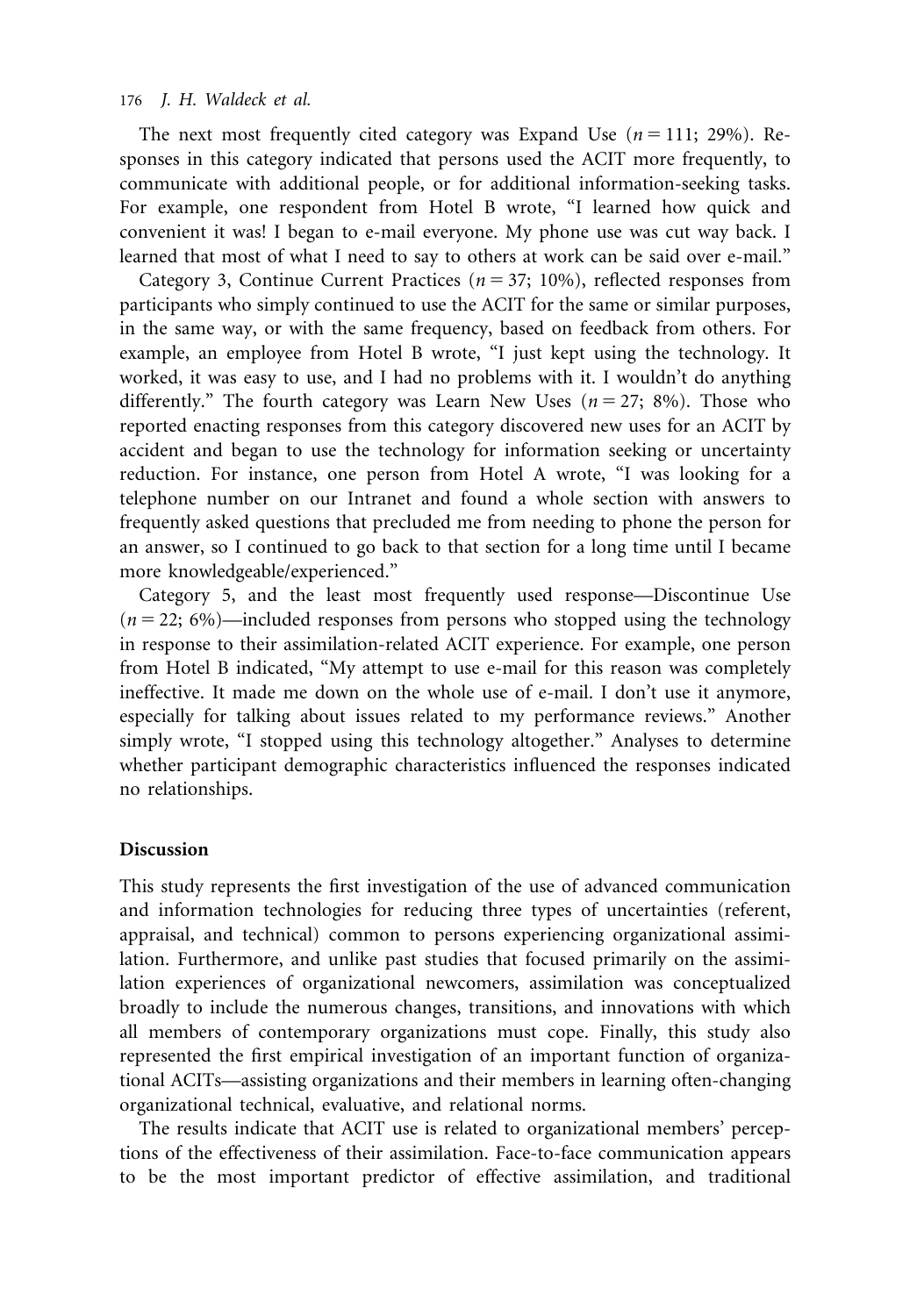The next most frequently cited category was Expand Use ($n = 111$; 29%). Responses in this category indicated that persons used the ACIT more frequently, to communicate with additional people, or for additional information-seeking tasks. For example, one respondent from Hotel B wrote, "I learned how quick and convenient it was! I began to e-mail everyone. My phone use was cut way back. I learned that most of what I need to say to others at work can be said over e-mail."

Category 3, Continue Current Practices ($n = 37$; 10%), reflected responses from participants who simply continued to use the ACIT for the same or similar purposes, in the same way, or with the same frequency, based on feedback from others. For example, an employee from Hotel B wrote, "I just kept using the technology. It worked, it was easy to use, and I had no problems with it. I wouldn't do anything differently." The fourth category was Learn New Uses ($n = 27$; 8%). Those who reported enacting responses from this category discovered new uses for an ACIT by accident and began to use the technology for information seeking or uncertainty reduction. For instance, one person from Hotel A wrote, "I was looking for a telephone number on our Intranet and found a whole section with answers to frequently asked questions that precluded me from needing to phone the person for an answer, so I continued to go back to that section for a long time until I became more knowledgeable/experienced."

Category 5, and the least most frequently used response—Discontinue Use ($n = 22$; 6%)—included responses from persons who stopped using the technology in response to their assimilation-related ACIT experience. For example, one person from Hotel B indicated, "My attempt to use e-mail for this reason was completely ineffective. It made me down on the whole use of e-mail. I don't use it anymore, especially for talking about issues related to my performance reviews." Another simply wrote, "I stopped using this technology altogether." Analyses to determine whether participant demographic characteristics influenced the responses indicated no relationships.

## Discussion

This study represents the first investigation of the use of advanced communication and information technologies for reducing three types of uncertainties (referent, appraisal, and technical) common to persons experiencing organizational assimilation. Furthermore, and unlike past studies that focused primarily on the assimilation experiences of organizational newcomers, assimilation was conceptualized broadly to include the numerous changes, transitions, and innovations with which all members of contemporary organizations must cope. Finally, this study also represented the first empirical investigation of an important function of organizational ACITs—assisting organizations and their members in learning often-changing organizational technical, evaluative, and relational norms.

The results indicate that ACIT use is related to organizational members' perceptions of the effectiveness of their assimilation. Face-to-face communication appears to be the most important predictor of effective assimilation, and traditional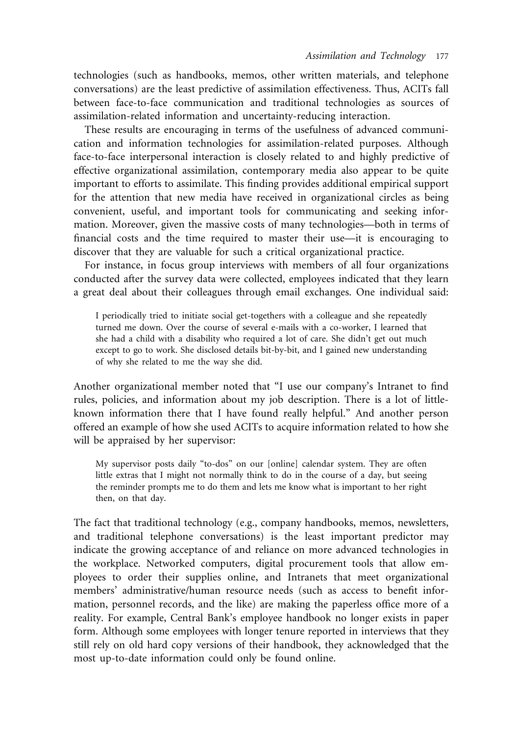technologies (such as handbooks, memos, other written materials, and telephone conversations) are the least predictive of assimilation effectiveness. Thus, ACITs fall between face-to-face communication and traditional technologies as sources of assimilation-related information and uncertainty-reducing interaction.

These results are encouraging in terms of the usefulness of advanced communication and information technologies for assimilation-related purposes. Although face-to-face interpersonal interaction is closely related to and highly predictive of effective organizational assimilation, contemporary media also appear to be quite important to efforts to assimilate. This finding provides additional empirical support for the attention that new media have received in organizational circles as being convenient, useful, and important tools for communicating and seeking information. Moreover, given the massive costs of many technologies—both in terms of financial costs and the time required to master their use—it is encouraging to discover that they are valuable for such a critical organizational practice.

For instance, in focus group interviews with members of all four organizations conducted after the survey data were collected, employees indicated that they learn a great deal about their colleagues through email exchanges. One individual said:

> I periodically tried to initiate social get-togethers with a colleague and she repeatedly turned me down. Over the course of several e-mails with a co-worker, I learned that she had a child with a disability who required a lot of care. She didn't get out much except to go to work. She disclosed details bit-by-bit, and I gained new understanding of why she related to me the way she did.

Another organizational member noted that "I use our company's Intranet to find rules, policies, and information about my job description. There is a lot of little-known information there that I have found really helpful." And another person offered an example of how she used ACITs to acquire information related to how she will be appraised by her supervisor:

> My supervisor posts daily "to-dos" on our [online] calendar system. They are often little extras that I might not normally think to do in the course of a day, but seeing the reminder prompts me to do them and lets me know what is important to her right then, on that day.

The fact that traditional technology (e.g., company handbooks, memos, newsletters, and traditional telephone conversations) is the least important predictor may indicate the growing acceptance of and reliance on more advanced technologies in the workplace. Networked computers, digital procurement tools that allow employees to order their supplies online, and Intranets that meet organizational members' administrative/human resource needs (such as access to benefit information, personnel records, and the like) are making the paperless office more of a reality. For example, Central Bank's employee handbook no longer exists in paper form. Although some employees with longer tenure reported in interviews that they still rely on old hard copy versions of their handbook, they acknowledged that the most up-to-date information could only be found online.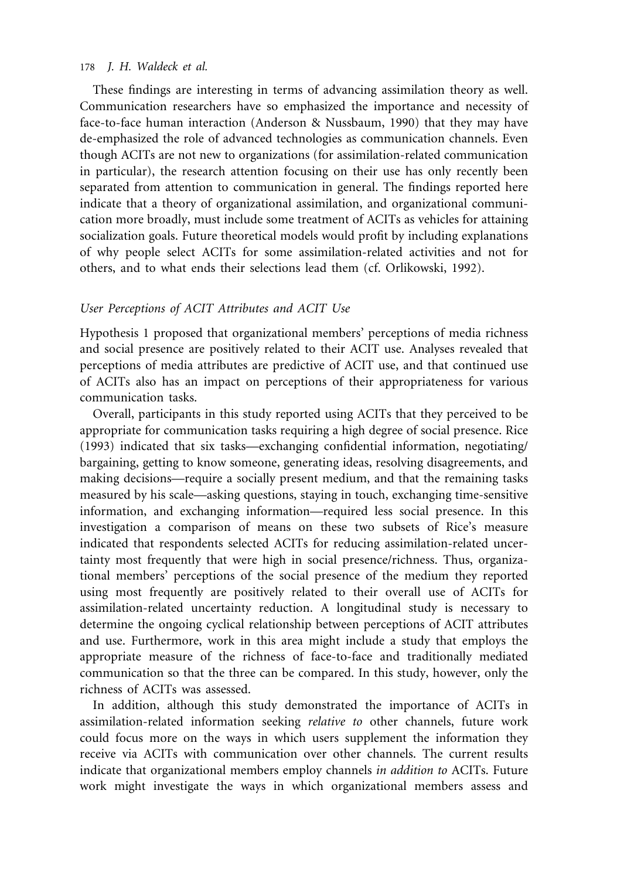These findings are interesting in terms of advancing assimilation theory as well. Communication researchers have so emphasized the importance and necessity of face-to-face human interaction (Anderson & Nussbaum, 1990) that they may have de-emphasized the role of advanced technologies as communication channels. Even though ACITs are not new to organizations (for assimilation-related communication in particular), the research attention focusing on their use has only recently been separated from attention to communication in general. The findings reported here indicate that a theory of organizational assimilation, and organizational communication more broadly, must include some treatment of ACITs as vehicles for attaining socialization goals. Future theoretical models would profit by including explanations of why people select ACITs for some assimilation-related activities and not for others, and to what ends their selections lead them (cf. Orlikowski, 1992).

### *User Perceptions of ACIT Attributes and ACIT Use*

Hypothesis 1 proposed that organizational members' perceptions of media richness and social presence are positively related to their ACIT use. Analyses revealed that perceptions of media attributes are predictive of ACIT use, and that continued use of ACITs also has an impact on perceptions of their appropriateness for various communication tasks.

Overall, participants in this study reported using ACITs that they perceived to be appropriate for communication tasks requiring a high degree of social presence. Rice (1993) indicated that six tasks—exchanging confidential information, negotiating/bargaining, getting to know someone, generating ideas, resolving disagreements, and making decisions—require a socially present medium, and that the remaining tasks measured by his scale—asking questions, staying in touch, exchanging time-sensitive information, and exchanging information—required less social presence. In this investigation a comparison of means on these two subsets of Rice's measure indicated that respondents selected ACITs for reducing assimilation-related uncertainty most frequently that were high in social presence/richness. Thus, organizational members' perceptions of the social presence of the medium they reported using most frequently are positively related to their overall use of ACITs for assimilation-related uncertainty reduction. A longitudinal study is necessary to determine the ongoing cyclical relationship between perceptions of ACIT attributes and use. Furthermore, work in this area might include a study that employs the appropriate measure of the richness of face-to-face and traditionally mediated communication so that the three can be compared. In this study, however, only the richness of ACITs was assessed.

In addition, although this study demonstrated the importance of ACITs in assimilation-related information seeking *relative to* other channels, future work could focus more on the ways in which users supplement the information they receive via ACITs with communication over other channels. The current results indicate that organizational members employ channels *in addition to* ACITs. Future work might investigate the ways in which organizational members assess and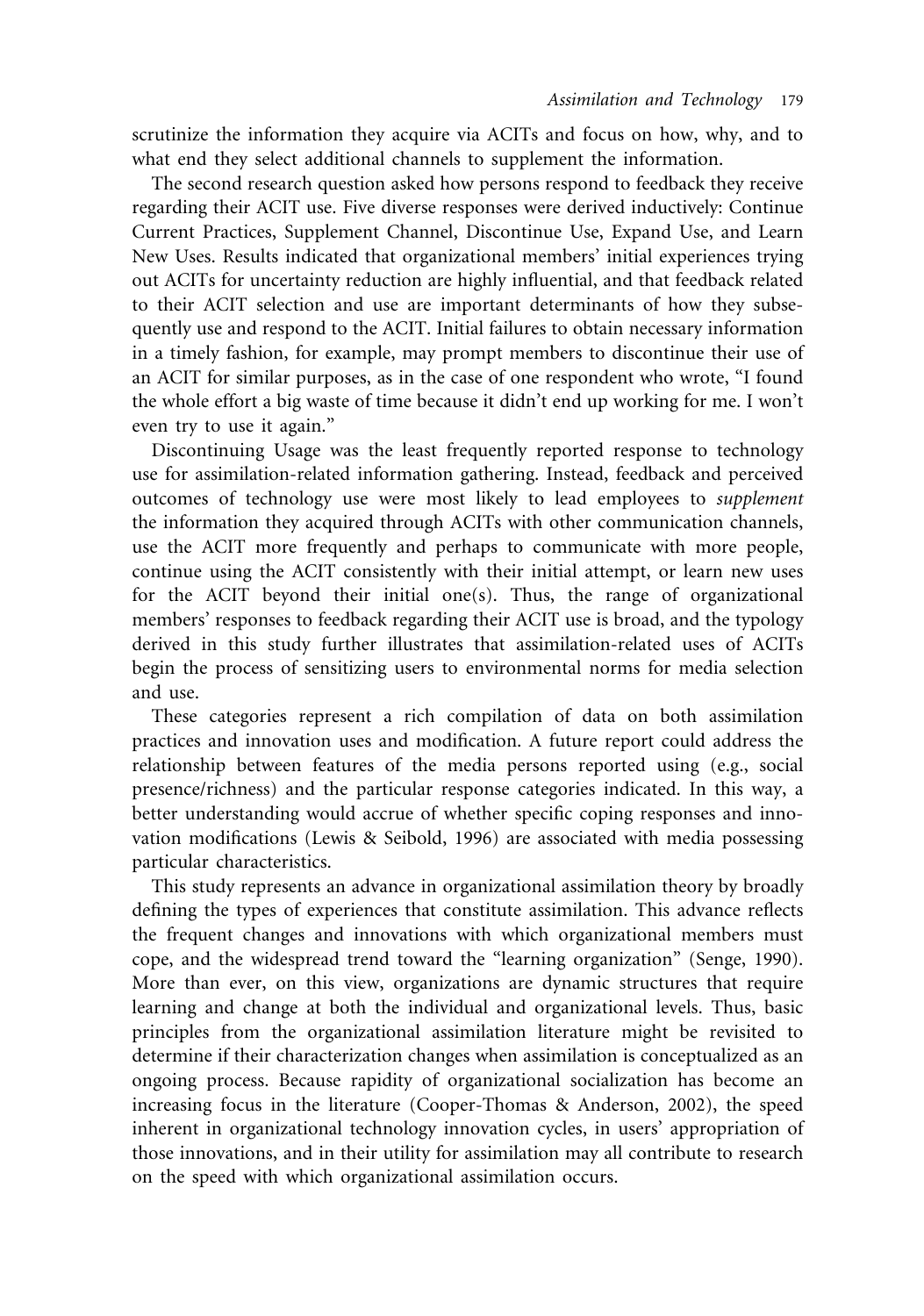scrutinize the information they acquire via ACITs and focus on how, why, and to what end they select additional channels to supplement the information.

The second research question asked how persons respond to feedback they receive regarding their ACIT use. Five diverse responses were derived inductively: Continue Current Practices, Supplement Channel, Discontinue Use, Expand Use, and Learn New Uses. Results indicated that organizational members' initial experiences trying out ACITs for uncertainty reduction are highly influential, and that feedback related to their ACIT selection and use are important determinants of how they subsequently use and respond to the ACIT. Initial failures to obtain necessary information in a timely fashion, for example, may prompt members to discontinue their use of an ACIT for similar purposes, as in the case of one respondent who wrote, "I found the whole effort a big waste of time because it didn't end up working for me. I won't even try to use it again."

Discontinuing Usage was the least frequently reported response to technology use for assimilation-related information gathering. Instead, feedback and perceived outcomes of technology use were most likely to lead employees to *supplement* the information they acquired through ACITs with other communication channels, use the ACIT more frequently and perhaps to communicate with more people, continue using the ACIT consistently with their initial attempt, or learn new uses for the ACIT beyond their initial one(s). Thus, the range of organizational members' responses to feedback regarding their ACIT use is broad, and the typology derived in this study further illustrates that assimilation-related uses of ACITs begin the process of sensitizing users to environmental norms for media selection and use.

These categories represent a rich compilation of data on both assimilation practices and innovation uses and modification. A future report could address the relationship between features of the media persons reported using (e.g., social presence/richness) and the particular response categories indicated. In this way, a better understanding would accrue of whether specific coping responses and innovation modifications (Lewis & Seibold, 1996) are associated with media possessing particular characteristics.

This study represents an advance in organizational assimilation theory by broadly defining the types of experiences that constitute assimilation. This advance reflects the frequent changes and innovations with which organizational members must cope, and the widespread trend toward the "learning organization" (Senge, 1990). More than ever, on this view, organizations are dynamic structures that require learning and change at both the individual and organizational levels. Thus, basic principles from the organizational assimilation literature might be revisited to determine if their characterization changes when assimilation is conceptualized as an ongoing process. Because rapidity of organizational socialization has become an increasing focus in the literature (Cooper-Thomas & Anderson, 2002), the speed inherent in organizational technology innovation cycles, in users' appropriation of those innovations, and in their utility for assimilation may all contribute to research on the speed with which organizational assimilation occurs.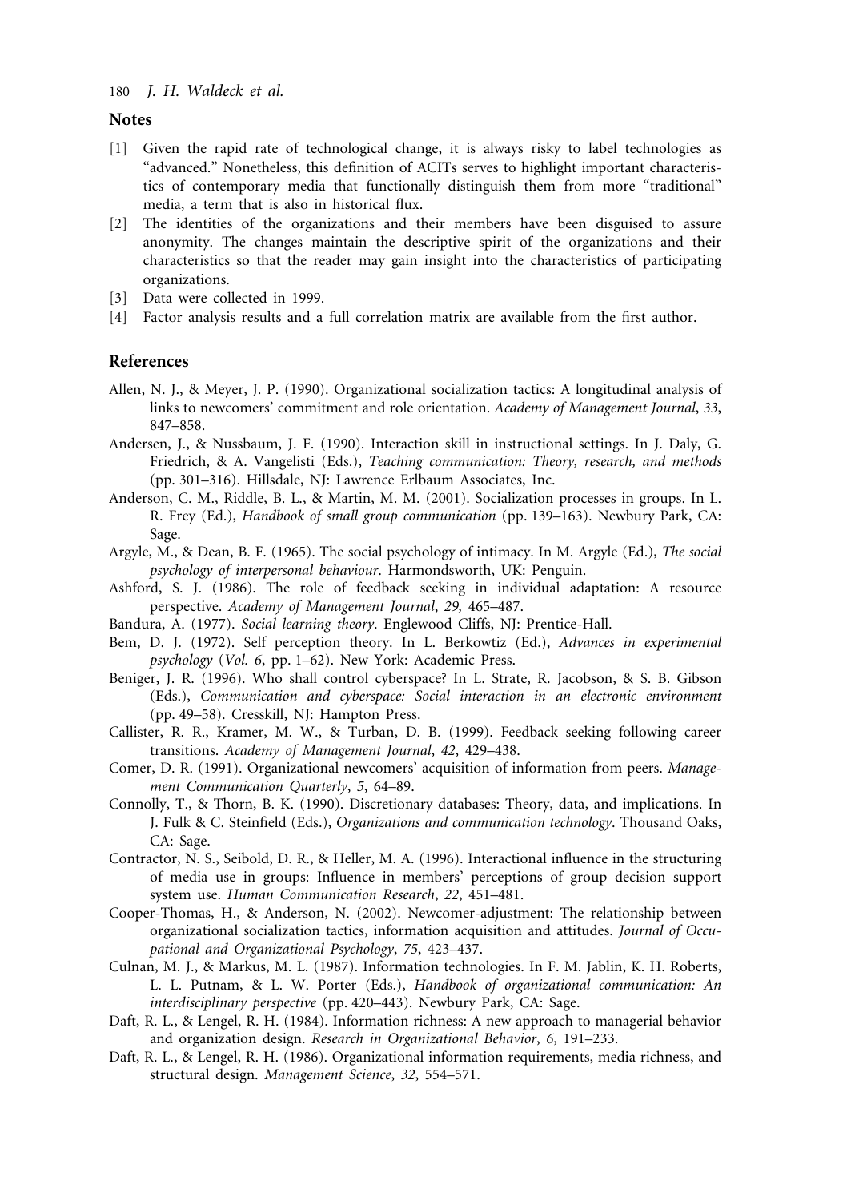## Notes

[1] Given the rapid rate of technological change, it is always risky to label technologies as "advanced." Nonetheless, this definition of ACITs serves to highlight important characteristics of contemporary media that functionally distinguish them from more "traditional" media, a term that is also in historical flux.

[2] The identities of the organizations and their members have been disguised to assure anonymity. The changes maintain the descriptive spirit of the organizations and their characteristics so that the reader may gain insight into the characteristics of participating organizations.

[3] Data were collected in 1999.

[4] Factor analysis results and a full correlation matrix are available from the first author.

## References

Allen, N. J., & Meyer, J. P. (1990). Organizational socialization tactics: A longitudinal analysis of links to newcomers' commitment and role orientation. *Academy of Management Journal*, *33*, 847–858.

Andersen, J., & Nussbaum, J. F. (1990). Interaction skill in instructional settings. In J. Daly, G. Friedrich, & A. Vangelisti (Eds.), *Teaching communication: Theory, research, and methods* (pp. 301–316). Hillsdale, NJ: Lawrence Erlbaum Associates, Inc.

Anderson, C. M., Riddle, B. L., & Martin, M. M. (2001). Socialization processes in groups. In L. R. Frey (Ed.), *Handbook of small group communication* (pp. 139–163). Newbury Park, CA: Sage.

Argyle, M., & Dean, B. F. (1965). The social psychology of intimacy. In M. Argyle (Ed.), *The social psychology of interpersonal behaviour*. Harmondsworth, UK: Penguin.

Ashford, S. J. (1986). The role of feedback seeking in individual adaptation: A resource perspective. *Academy of Management Journal*, *29,* 465–487.

Bandura, A. (1977). *Social learning theory*. Englewood Cliffs, NJ: Prentice-Hall.

Bem, D. J. (1972). Self perception theory. In L. Berkowtiz (Ed.), *Advances in experimental psychology* (*Vol. 6*, pp. 1–62). New York: Academic Press.

Beniger, J. R. (1996). Who shall control cyberspace? In L. Strate, R. Jacobson, & S. B. Gibson (Eds.), *Communication and cyberspace: Social interaction in an electronic environment* (pp. 49–58). Cresskill, NJ: Hampton Press.

Callister, R. R., Kramer, M. W., & Turban, D. B. (1999). Feedback seeking following career transitions. *Academy of Management Journal*, *42*, 429–438.

Comer, D. R. (1991). Organizational newcomers' acquisition of information from peers. *Management Communication Quarterly*, *5*, 64–89.

Connolly, T., & Thorn, B. K. (1990). Discretionary databases: Theory, data, and implications. In J. Fulk & C. Steinfield (Eds.), *Organizations and communication technology*. Thousand Oaks, CA: Sage.

Contractor, N. S., Seibold, D. R., & Heller, M. A. (1996). Interactional influence in the structuring of media use in groups: Influence in members' perceptions of group decision support system use. *Human Communication Research*, *22*, 451–481.

Cooper-Thomas, H., & Anderson, N. (2002). Newcomer-adjustment: The relationship between organizational socialization tactics, information acquisition and attitudes. *Journal of Occupational and Organizational Psychology*, *75*, 423–437.

Culnan, M. J., & Markus, M. L. (1987). Information technologies. In F. M. Jablin, K. H. Roberts, L. L. Putnam, & L. W. Porter (Eds.), *Handbook of organizational communication: An interdisciplinary perspective* (pp. 420–443). Newbury Park, CA: Sage.

Daft, R. L., & Lengel, R. H. (1984). Information richness: A new approach to managerial behavior and organization design. *Research in Organizational Behavior*, *6*, 191–233.

Daft, R. L., & Lengel, R. H. (1986). Organizational information requirements, media richness, and structural design. *Management Science*, *32*, 554–571.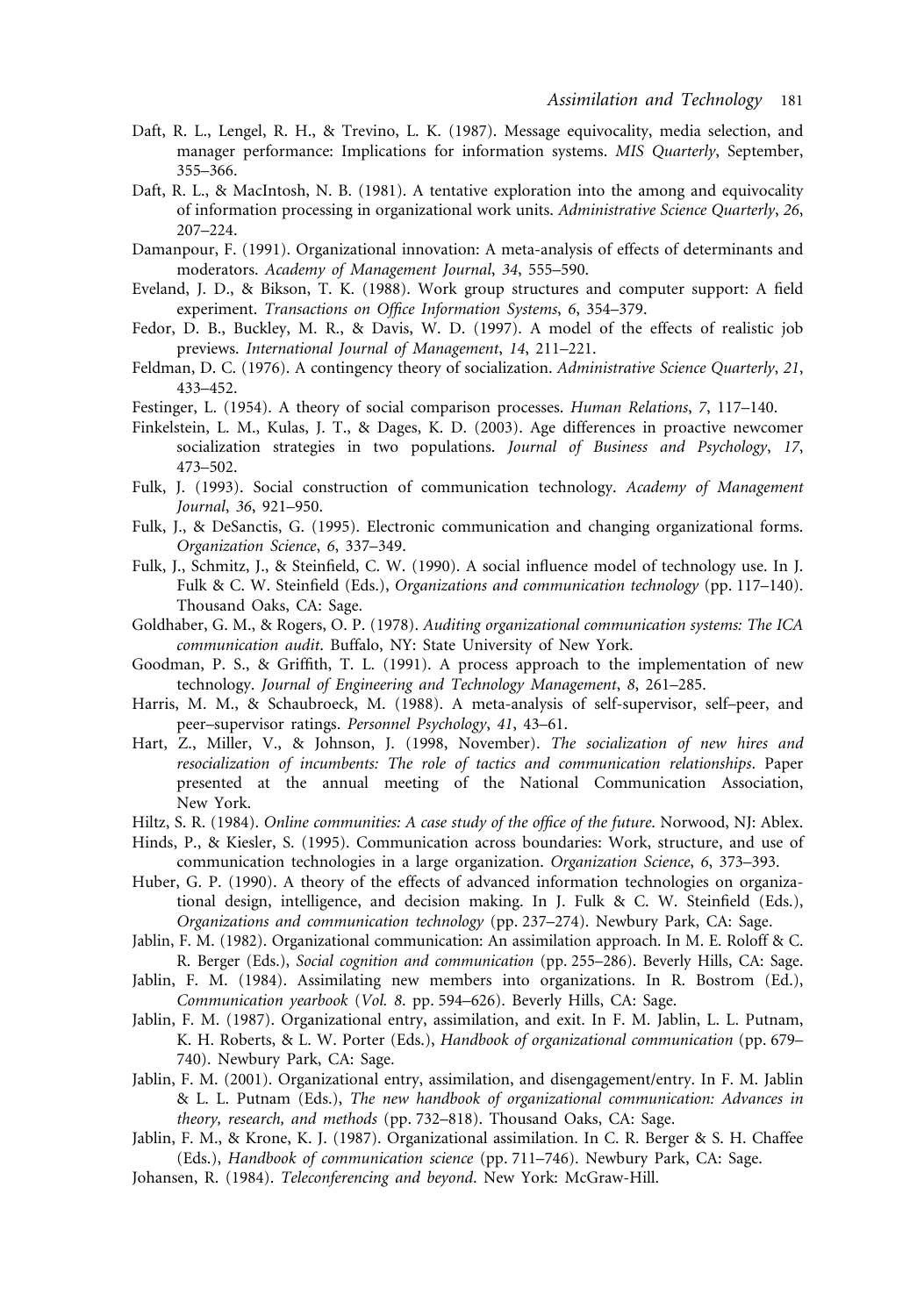Daft, R. L., Lengel, R. H., & Trevino, L. K. (1987). Message equivocality, media selection, and manager performance: Implications for information systems. *MIS Quarterly*, September, 355–366.

Daft, R. L., & MacIntosh, N. B. (1981). A tentative exploration into the among and equivocality of information processing in organizational work units. *Administrative Science Quarterly*, *26*, 207–224.

Damanpour, F. (1991). Organizational innovation: A meta-analysis of effects of determinants and moderators. *Academy of Management Journal*, *34*, 555–590.

Eveland, J. D., & Bikson, T. K. (1988). Work group structures and computer support: A field experiment. *Transactions on Office Information Systems*, *6*, 354–379.

Fedor, D. B., Buckley, M. R., & Davis, W. D. (1997). A model of the effects of realistic job previews. *International Journal of Management*, *14*, 211–221.

Feldman, D. C. (1976). A contingency theory of socialization. *Administrative Science Quarterly*, *21*, 433–452.

Festinger, L. (1954). A theory of social comparison processes. *Human Relations*, *7*, 117–140.

Finkelstein, L. M., Kulas, J. T., & Dages, K. D. (2003). Age differences in proactive newcomer socialization strategies in two populations. *Journal of Business and Psychology*, *17*, 473–502.

Fulk, J. (1993). Social construction of communication technology. *Academy of Management Journal*, *36*, 921–950.

Fulk, J., & DeSanctis, G. (1995). Electronic communication and changing organizational forms. *Organization Science*, *6*, 337–349.

Fulk, J., Schmitz, J., & Steinfield, C. W. (1990). A social influence model of technology use. In J. Fulk & C. W. Steinfield (Eds.), *Organizations and communication technology* (pp. 117–140). Thousand Oaks, CA: Sage.

Goldhaber, G. M., & Rogers, O. P. (1978). *Auditing organizational communication systems: The ICA communication audit*. Buffalo, NY: State University of New York.

Goodman, P. S., & Griffith, T. L. (1991). A process approach to the implementation of new technology. *Journal of Engineering and Technology Management*, *8*, 261–285.

Harris, M. M., & Schaubroeck, M. (1988). A meta-analysis of self-supervisor, self–peer, and peer–supervisor ratings. *Personnel Psychology*, *41*, 43–61.

Hart, Z., Miller, V., & Johnson, J. (1998, November). *The socialization of new hires and resocialization of incumbents: The role of tactics and communication relationships*. Paper presented at the annual meeting of the National Communication Association, New York.

Hiltz, S. R. (1984). *Online communities: A case study of the office of the future*. Norwood, NJ: Ablex.

Hinds, P., & Kiesler, S. (1995). Communication across boundaries: Work, structure, and use of communication technologies in a large organization. *Organization Science*, *6*, 373–393.

Huber, G. P. (1990). A theory of the effects of advanced information technologies on organizational design, intelligence, and decision making. In J. Fulk & C. W. Steinfield (Eds.), *Organizations and communication technology* (pp. 237–274). Newbury Park, CA: Sage.

Jablin, F. M. (1982). Organizational communication: An assimilation approach. In M. E. Roloff & C. R. Berger (Eds.), *Social cognition and communication* (pp. 255–286). Beverly Hills, CA: Sage.

Jablin, F. M. (1984). Assimilating new members into organizations. In R. Bostrom (Ed.), *Communication yearbook* (*Vol. 8*. pp. 594–626). Beverly Hills, CA: Sage.

Jablin, F. M. (1987). Organizational entry, assimilation, and exit. In F. M. Jablin, L. L. Putnam, K. H. Roberts, & L. W. Porter (Eds.), *Handbook of organizational communication* (pp. 679–740). Newbury Park, CA: Sage.

Jablin, F. M. (2001). Organizational entry, assimilation, and disengagement/entry. In F. M. Jablin & L. L. Putnam (Eds.), *The new handbook of organizational communication: Advances in theory, research, and methods* (pp. 732–818). Thousand Oaks, CA: Sage.

Jablin, F. M., & Krone, K. J. (1987). Organizational assimilation. In C. R. Berger & S. H. Chaffee (Eds.), *Handbook of communication science* (pp. 711–746). Newbury Park, CA: Sage.

Johansen, R. (1984). *Teleconferencing and beyond*. New York: McGraw-Hill.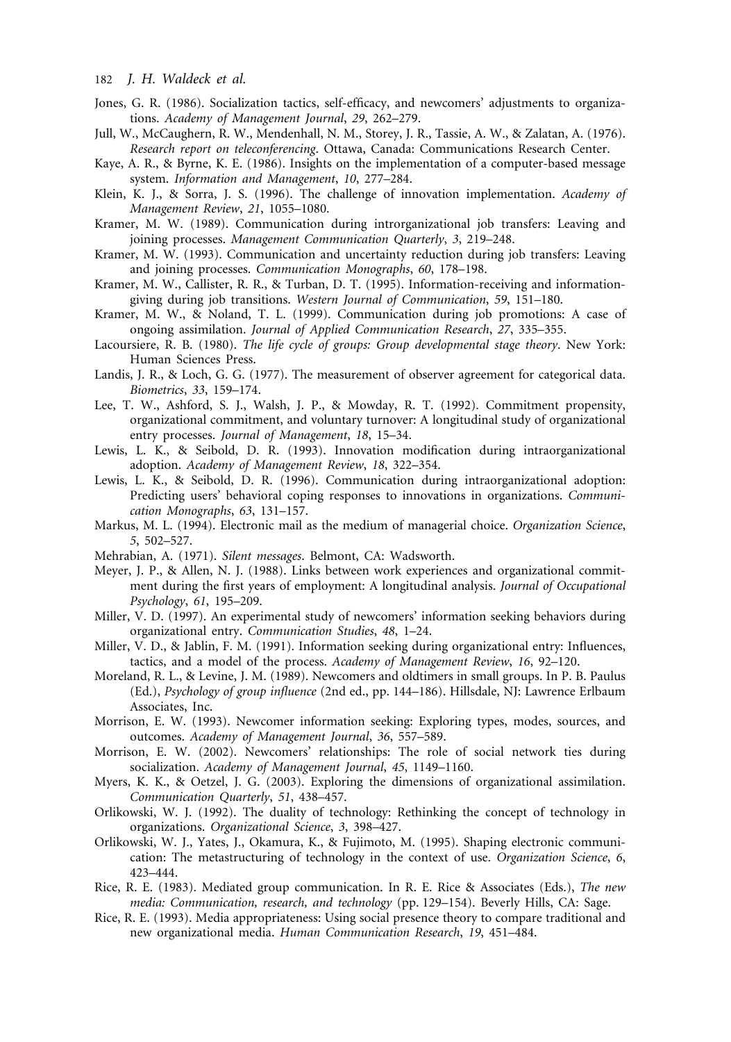Jones, G. R. (1986). Socialization tactics, self-efficacy, and newcomers' adjustments to organizations. *Academy of Management Journal*, *29*, 262–279.

Jull, W., McCaughern, R. W., Mendenhall, N. M., Storey, J. R., Tassie, A. W., & Zalatan, A. (1976). *Research report on teleconferencing*. Ottawa, Canada: Communications Research Center.

Kaye, A. R., & Byrne, K. E. (1986). Insights on the implementation of a computer-based message system. *Information and Management*, *10*, 277–284.

Klein, K. J., & Sorra, J. S. (1996). The challenge of innovation implementation. *Academy of Management Review*, *21*, 1055–1080.

Kramer, M. W. (1989). Communication during introrganizational job transfers: Leaving and joining processes. *Management Communication Quarterly*, *3*, 219–248.

Kramer, M. W. (1993). Communication and uncertainty reduction during job transfers: Leaving and joining processes. *Communication Monographs*, *60*, 178–198.

Kramer, M. W., Callister, R. R., & Turban, D. T. (1995). Information-receiving and information-giving during job transitions. *Western Journal of Communication*, *59*, 151–180.

Kramer, M. W., & Noland, T. L. (1999). Communication during job promotions: A case of ongoing assimilation. *Journal of Applied Communication Research*, *27*, 335–355.

Lacoursiere, R. B. (1980). *The life cycle of groups: Group developmental stage theory*. New York: Human Sciences Press.

Landis, J. R., & Loch, G. G. (1977). The measurement of observer agreement for categorical data. *Biometrics*, *33*, 159–174.

Lee, T. W., Ashford, S. J., Walsh, J. P., & Mowday, R. T. (1992). Commitment propensity, organizational commitment, and voluntary turnover: A longitudinal study of organizational entry processes. *Journal of Management*, *18*, 15–34.

Lewis, L. K., & Seibold, D. R. (1993). Innovation modification during intraorganizational adoption. *Academy of Management Review*, *18*, 322–354.

Lewis, L. K., & Seibold, D. R. (1996). Communication during intraorganizational adoption: Predicting users' behavioral coping responses to innovations in organizations. *Communication Monographs*, *63*, 131–157.

Markus, M. L. (1994). Electronic mail as the medium of managerial choice. *Organization Science*, *5*, 502–527.

Mehrabian, A. (1971). *Silent messages*. Belmont, CA: Wadsworth.

Meyer, J. P., & Allen, N. J. (1988). Links between work experiences and organizational commitment during the first years of employment: A longitudinal analysis. *Journal of Occupational Psychology*, *61*, 195–209.

Miller, V. D. (1997). An experimental study of newcomers' information seeking behaviors during organizational entry. *Communication Studies*, *48*, 1–24.

Miller, V. D., & Jablin, F. M. (1991). Information seeking during organizational entry: Influences, tactics, and a model of the process. *Academy of Management Review*, *16*, 92–120.

Moreland, R. L., & Levine, J. M. (1989). Newcomers and oldtimers in small groups. In P. B. Paulus (Ed.), *Psychology of group influence* (2nd ed., pp. 144–186). Hillsdale, NJ: Lawrence Erlbaum Associates, Inc.

Morrison, E. W. (1993). Newcomer information seeking: Exploring types, modes, sources, and outcomes. *Academy of Management Journal*, *36*, 557–589.

Morrison, E. W. (2002). Newcomers' relationships: The role of social network ties during socialization. *Academy of Management Journal*, *45*, 1149–1160.

Myers, K. K., & Oetzel, J. G. (2003). Exploring the dimensions of organizational assimilation. *Communication Quarterly*, *51*, 438–457.

Orlikowski, W. J. (1992). The duality of technology: Rethinking the concept of technology in organizations. *Organizational Science*, *3*, 398–427.

Orlikowski, W. J., Yates, J., Okamura, K., & Fujimoto, M. (1995). Shaping electronic communication: The metastructuring of technology in the context of use. *Organization Science*, *6*, 423–444.

Rice, R. E. (1983). Mediated group communication. In R. E. Rice & Associates (Eds.), *The new media: Communication, research, and technology* (pp. 129–154). Beverly Hills, CA: Sage.

Rice, R. E. (1993). Media appropriateness: Using social presence theory to compare traditional and new organizational media. *Human Communication Research*, *19*, 451–484.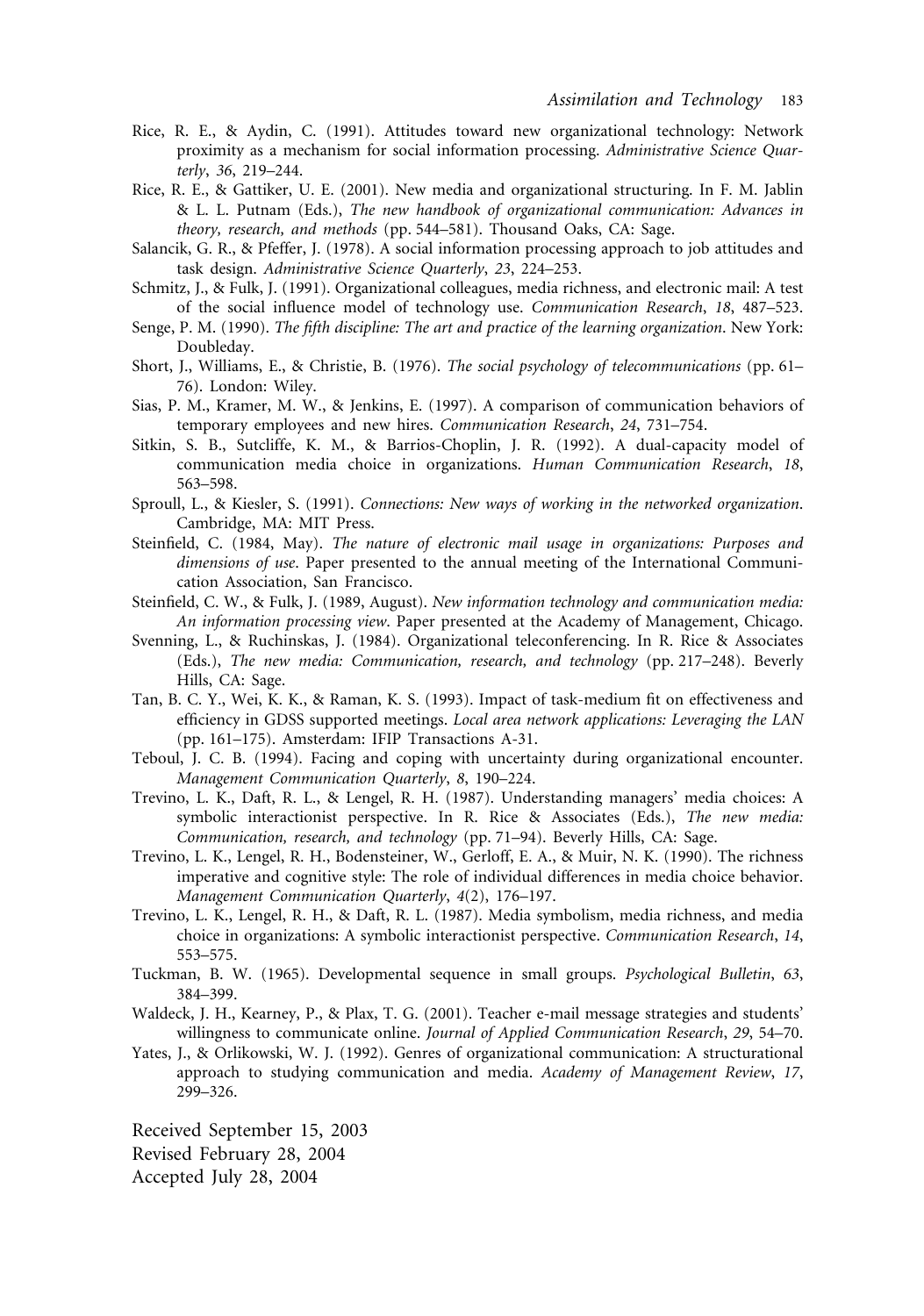Rice, R. E., & Aydin, C. (1991). Attitudes toward new organizational technology: Network proximity as a mechanism for social information processing. *Administrative Science Quarterly*, *36*, 219–244.

Rice, R. E., & Gattiker, U. E. (2001). New media and organizational structuring. In F. M. Jablin & L. L. Putnam (Eds.), *The new handbook of organizational communication: Advances in theory, research, and methods* (pp. 544–581). Thousand Oaks, CA: Sage.

Salancik, G. R., & Pfeffer, J. (1978). A social information processing approach to job attitudes and task design. *Administrative Science Quarterly*, *23*, 224–253.

Schmitz, J., & Fulk, J. (1991). Organizational colleagues, media richness, and electronic mail: A test of the social influence model of technology use. *Communication Research*, *18*, 487–523.

Senge, P. M. (1990). *The fifth discipline: The art and practice of the learning organization*. New York: Doubleday.

Short, J., Williams, E., & Christie, B. (1976). *The social psychology of telecommunications* (pp. 61–76). London: Wiley.

Sias, P. M., Kramer, M. W., & Jenkins, E. (1997). A comparison of communication behaviors of temporary employees and new hires. *Communication Research*, *24*, 731–754.

Sitkin, S. B., Sutcliffe, K. M., & Barrios-Choplin, J. R. (1992). A dual-capacity model of communication media choice in organizations. *Human Communication Research*, *18*, 563–598.

Sproull, L., & Kiesler, S. (1991). *Connections: New ways of working in the networked organization*. Cambridge, MA: MIT Press.

Steinfield, C. (1984, May). *The nature of electronic mail usage in organizations: Purposes and dimensions of use*. Paper presented to the annual meeting of the International Communication Association, San Francisco.

Steinfield, C. W., & Fulk, J. (1989, August). *New information technology and communication media: An information processing view*. Paper presented at the Academy of Management, Chicago.

Svenning, L., & Ruchinskas, J. (1984). Organizational teleconferencing. In R. Rice & Associates (Eds.), *The new media: Communication, research, and technology* (pp. 217–248). Beverly Hills, CA: Sage.

Tan, B. C. Y., Wei, K. K., & Raman, K. S. (1993). Impact of task-medium fit on effectiveness and efficiency in GDSS supported meetings. *Local area network applications: Leveraging the LAN* (pp. 161–175). Amsterdam: IFIP Transactions A-31.

Teboul, J. C. B. (1994). Facing and coping with uncertainty during organizational encounter. *Management Communication Quarterly*, *8*, 190–224.

Trevino, L. K., Daft, R. L., & Lengel, R. H. (1987). Understanding managers' media choices: A symbolic interactionist perspective. In R. Rice & Associates (Eds.), *The new media: Communication, research, and technology* (pp. 71–94). Beverly Hills, CA: Sage.

Trevino, L. K., Lengel, R. H., Bodensteiner, W., Gerloff, E. A., & Muir, N. K. (1990). The richness imperative and cognitive style: The role of individual differences in media choice behavior. *Management Communication Quarterly*, *4*(2), 176–197.

Trevino, L. K., Lengel, R. H., & Daft, R. L. (1987). Media symbolism, media richness, and media choice in organizations: A symbolic interactionist perspective. *Communication Research*, *14*, 553–575.

Tuckman, B. W. (1965). Developmental sequence in small groups. *Psychological Bulletin*, *63*, 384–399.

Waldeck, J. H., Kearney, P., & Plax, T. G. (2001). Teacher e-mail message strategies and students' willingness to communicate online. *Journal of Applied Communication Research*, *29*, 54–70.

Yates, J., & Orlikowski, W. J. (1992). Genres of organizational communication: A structurational approach to studying communication and media. *Academy of Management Review*, *17*, 299–326.

Received September 15, 2003
Revised February 28, 2004
Accepted July 28, 2004